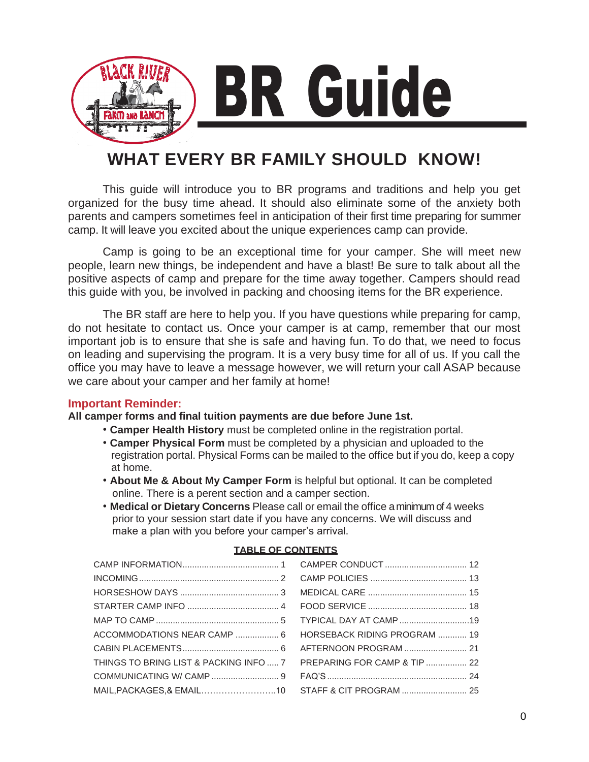# BR Guide

## WHAT EVERY BR FAMILY SHOULD KNOW!

This guide will introduce you to BR programs and traditions and help you get organized for the busy time ahead. It should also eliminate some of the anxiety both parents and campers sometimes feel in anticipation of their first time preparing for summer camp. It will leave you excited about the unique experiences camp can provide.

Camp is going to be an exceptional time for your camper. She will meet new people, learn new things, be independent and have a blast! Be sure to talk about all the positive aspects of camp and prepare for the time away together. Campers should read this guide with you, be involved in packing and choosing items for the BR experience.

The BR staff are here to help you. If you have questions while preparing for camp, do not hesitate to contact us. Once your camper is at camp, remember that our most important job is to ensure that she is safe and having fun. To do that, we need to focus on leading and supervising the program. It is a very busy time for all of us. If you call the office you may have to leave a message however, we will return your call ASAP because we care about your camper and her family at home!

### Important Reminder:

**All camper forms and final tuition payments are due before June 1st.**

- **Camper Health History** must be completed online in the registration portal.
- **Camper Physical Form** must be completed by a physician and uploaded to the registration portal. Physical Forms can be mailed to the office but if you do, keep a copy at home.
- **About Me & About My Camper Form** is helpful but optional. It can be completed online. There is a perent section and a camper section.
- **Medical or Dietary Concerns** Please call or email the office a minimum of 4 weeks prior to your session start date if you have any concerns. We will discuss and make a plan with you before your camper's arrival.

**TABLE OF CONTENTS**

| | | | |
|---|---|---|---|
| CAMP INFORMATION | 1 | CAMPER CONDUCT | 12 |
| INCOMING | 2 | CAMP POLICIES | 13 |
| HORSESHOW DAYS | 3 | MEDICAL CARE | 15 |
| STARTER CAMP INFO | 4 | FOOD SERVICE | 18 |
| MAP TO CAMP | 5 | TYPICAL DAY AT CAMP | 19 |
| ACCOMMODATIONS NEAR CAMP | 6 | HORSEBACK RIDING PROGRAM | 19 |
| CABIN PLACEMENTS | 6 | AFTERNOON PROGRAM | 21 |
| THINGS TO BRING LIST & PACKING INFO | 7 | PREPARING FOR CAMP & TIP | 22 |
| COMMUNICATING W/ CAMP | 9 | FAQ'S | 24 |
| MAIL,PACKAGES,& EMAIL | 10 | STAFF & CIT PROGRAM | 25 |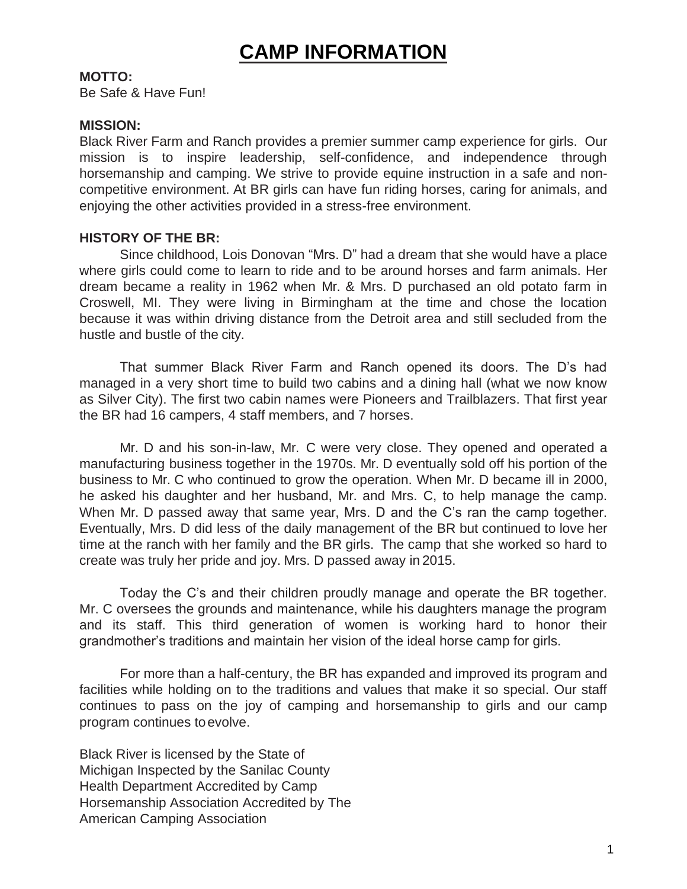# CAMP INFORMATION

**MOTTO:**
Be Safe & Have Fun!

**MISSION:**
Black River Farm and Ranch provides a premier summer camp experience for girls. Our mission is to inspire leadership, self-confidence, and independence through horsemanship and camping. We strive to provide equine instruction in a safe and non-competitive environment. At BR girls can have fun riding horses, caring for animals, and enjoying the other activities provided in a stress-free environment.

**HISTORY OF THE BR:**

Since childhood, Lois Donovan "Mrs. D" had a dream that she would have a place where girls could come to learn to ride and to be around horses and farm animals. Her dream became a reality in 1962 when Mr. & Mrs. D purchased an old potato farm in Croswell, MI. They were living in Birmingham at the time and chose the location because it was within driving distance from the Detroit area and still secluded from the hustle and bustle of the city.

That summer Black River Farm and Ranch opened its doors. The D's had managed in a very short time to build two cabins and a dining hall (what we now know as Silver City). The first two cabin names were Pioneers and Trailblazers. That first year the BR had 16 campers, 4 staff members, and 7 horses.

Mr. D and his son-in-law, Mr. C were very close. They opened and operated a manufacturing business together in the 1970s. Mr. D eventually sold off his portion of the business to Mr. C who continued to grow the operation. When Mr. D became ill in 2000, he asked his daughter and her husband, Mr. and Mrs. C, to help manage the camp. When Mr. D passed away that same year, Mrs. D and the C's ran the camp together. Eventually, Mrs. D did less of the daily management of the BR but continued to love her time at the ranch with her family and the BR girls. The camp that she worked so hard to create was truly her pride and joy. Mrs. D passed away in 2015.

Today the C's and their children proudly manage and operate the BR together. Mr. C oversees the grounds and maintenance, while his daughters manage the program and its staff. This third generation of women is working hard to honor their grandmother's traditions and maintain her vision of the ideal horse camp for girls.

For more than a half-century, the BR has expanded and improved its program and facilities while holding on to the traditions and values that make it so special. Our staff continues to pass on the joy of camping and horsemanship to girls and our camp program continues to evolve.

Black River is licensed by the State of Michigan Inspected by the Sanilac County Health Department Accredited by Camp Horsemanship Association Accredited by The American Camping Association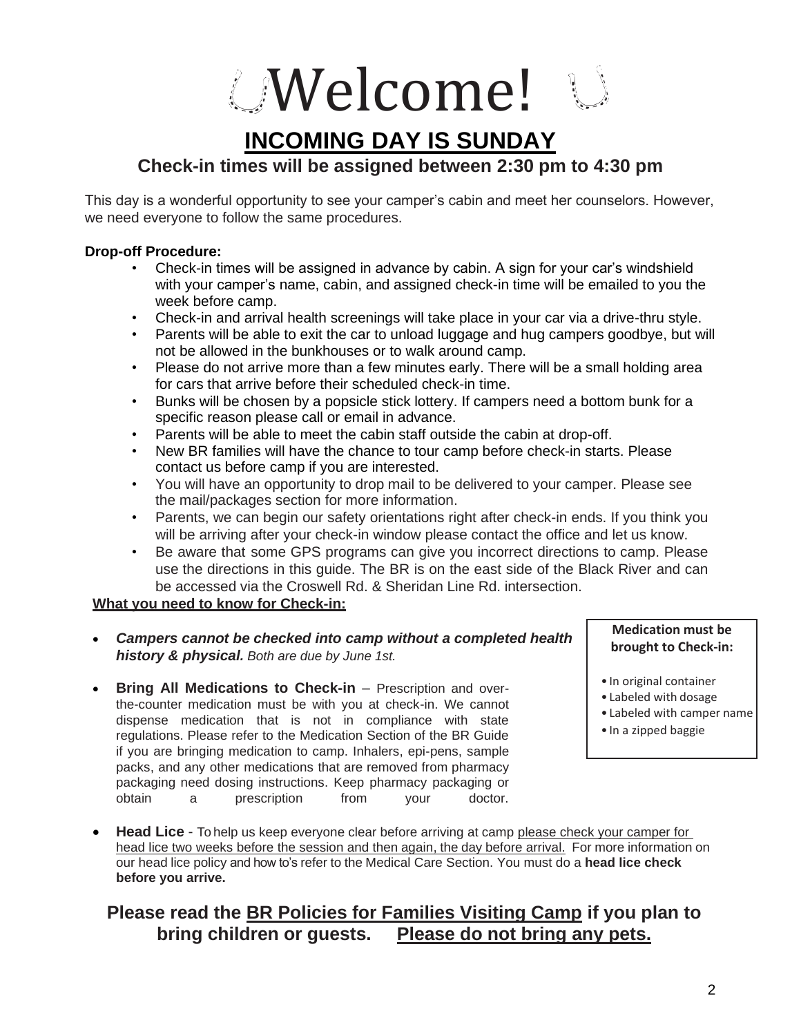# Welcome!

## INCOMING DAY IS SUNDAY

### Check-in times will be assigned between 2:30 pm to 4:30 pm

This day is a wonderful opportunity to see your camper's cabin and meet her counselors. However, we need everyone to follow the same procedures.

**Drop-off Procedure:**

- Check-in times will be assigned in advance by cabin. A sign for your car's windshield with your camper's name, cabin, and assigned check-in time will be emailed to you the week before camp.
- Check-in and arrival health screenings will take place in your car via a drive-thru style.
- Parents will be able to exit the car to unload luggage and hug campers goodbye, but will not be allowed in the bunkhouses or to walk around camp.
- Please do not arrive more than a few minutes early. There will be a small holding area for cars that arrive before their scheduled check-in time.
- Bunks will be chosen by a popsicle stick lottery. If campers need a bottom bunk for a specific reason please call or email in advance.
- Parents will be able to meet the cabin staff outside the cabin at drop-off.
- New BR families will have the chance to tour camp before check-in starts. Please contact us before camp if you are interested.
- You will have an opportunity to drop mail to be delivered to your camper. Please see the mail/packages section for more information.
- Parents, we can begin our safety orientations right after check-in ends. If you think you will be arriving after your check-in window please contact the office and let us know.
- Be aware that some GPS programs can give you incorrect directions to camp. Please use the directions in this guide. The BR is on the east side of the Black River and can be accessed via the Croswell Rd. & Sheridan Line Rd. intersection.

**What you need to know for Check-in:**

- ***Campers cannot be checked into camp without a completed health history & physical.*** *Both are due by June 1st.*
- **Bring All Medications to Check-in** – Prescription and over-the-counter medication must be with you at check-in. We cannot dispense medication that is not in compliance with state regulations. Please refer to the Medication Section of the BR Guide if you are bringing medication to camp. Inhalers, epi-pens, sample packs, and any other medications that are removed from pharmacy packaging need dosing instructions. Keep pharmacy packaging or obtain a prescription from your doctor.

**Medication must be brought to Check-in:**

- In original container
- Labeled with dosage
- Labeled with camper name
- In a zipped baggie

- **Head Lice** - To help us keep everyone clear before arriving at camp please check your camper for head lice two weeks before the session and then again, the day before arrival. For more information on our head lice policy and how to's refer to the Medical Care Section. You must do a **head lice check before you arrive.**

**Please read the BR Policies for Families Visiting Camp if you plan to bring children or guests. Please do not bring any pets.**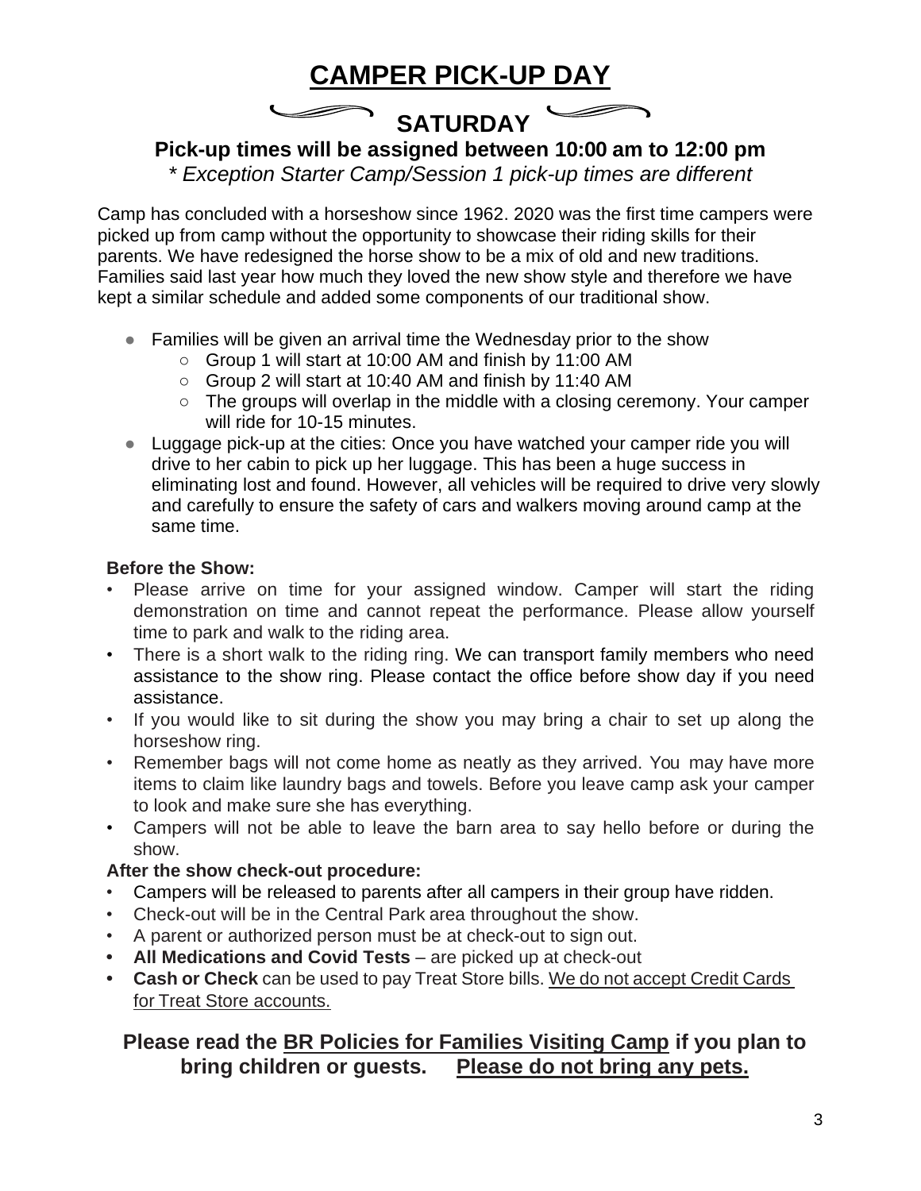# CAMPER PICK-UP DAY

## SATURDAY

### Pick-up times will be assigned between 10:00 am to 12:00 pm

*\* Exception Starter Camp/Session 1 pick-up times are different*

Camp has concluded with a horseshow since 1962. 2020 was the first time campers were picked up from camp without the opportunity to showcase their riding skills for their parents. We have redesigned the horse show to be a mix of old and new traditions. Families said last year how much they loved the new show style and therefore we have kept a similar schedule and added some components of our traditional show.

- Families will be given an arrival time the Wednesday prior to the show
  - Group 1 will start at 10:00 AM and finish by 11:00 AM
  - Group 2 will start at 10:40 AM and finish by 11:40 AM
  - The groups will overlap in the middle with a closing ceremony. Your camper will ride for 10-15 minutes.
- Luggage pick-up at the cities: Once you have watched your camper ride you will drive to her cabin to pick up her luggage. This has been a huge success in eliminating lost and found. However, all vehicles will be required to drive very slowly and carefully to ensure the safety of cars and walkers moving around camp at the same time.

**Before the Show:**

- Please arrive on time for your assigned window. Camper will start the riding demonstration on time and cannot repeat the performance. Please allow yourself time to park and walk to the riding area.
- There is a short walk to the riding ring. We can transport family members who need assistance to the show ring. Please contact the office before show day if you need assistance.
- If you would like to sit during the show you may bring a chair to set up along the horseshow ring.
- Remember bags will not come home as neatly as they arrived. You may have more items to claim like laundry bags and towels. Before you leave camp ask your camper to look and make sure she has everything.
- Campers will not be able to leave the barn area to say hello before or during the show.

**After the show check-out procedure:**

- Campers will be released to parents after all campers in their group have ridden.
- Check-out will be in the Central Park area throughout the show.
- A parent or authorized person must be at check-out to sign out.
- **All Medications and Covid Tests** – are picked up at check-out
- **Cash or Check** can be used to pay Treat Store bills. <u>We do not accept Credit Cards for Treat Store accounts.</u>

### Please read the <u>BR Policies for Families Visiting Camp</u> if you plan to bring children or guests. <u>Please do not bring any pets.</u>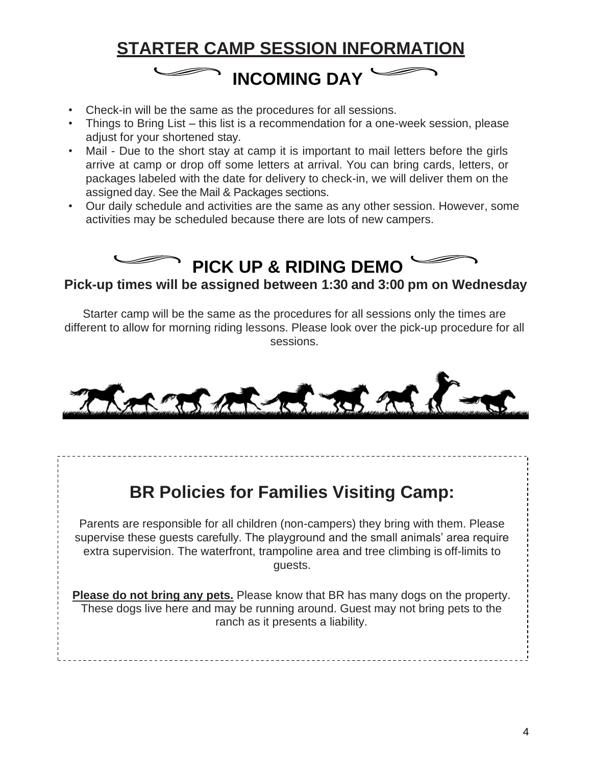# STARTER CAMP SESSION INFORMATION

## INCOMING DAY

- Check-in will be the same as the procedures for all sessions.
- Things to Bring List – this list is a recommendation for a one-week session, please adjust for your shortened stay.
- Mail - Due to the short stay at camp it is important to mail letters before the girls arrive at camp or drop off some letters at arrival. You can bring cards, letters, or packages labeled with the date for delivery to check-in, we will deliver them on the assigned day. See the Mail & Packages sections.
- Our daily schedule and activities are the same as any other session. However, some activities may be scheduled because there are lots of new campers.

## PICK UP & RIDING DEMO

**Pick-up times will be assigned between 1:30 and 3:00 pm on Wednesday**

Starter camp will be the same as the procedures for all sessions only the times are different to allow for morning riding lessons. Please look over the pick-up procedure for all sessions.

## BR Policies for Families Visiting Camp:

Parents are responsible for all children (non-campers) they bring with them. Please supervise these guests carefully. The playground and the small animals' area require extra supervision. The waterfront, trampoline area and tree climbing is off-limits to guests.

**Please do not bring any pets.** Please know that BR has many dogs on the property. These dogs live here and may be running around. Guest may not bring pets to the ranch as it presents a liability.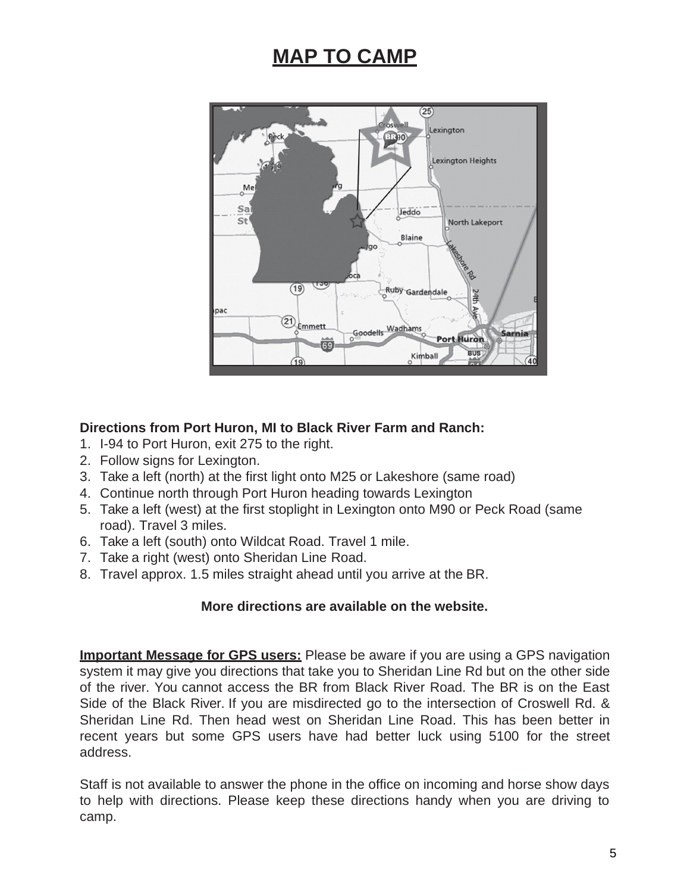# MAP TO CAMP

**Directions from Port Huron, MI to Black River Farm and Ranch:**

1. I-94 to Port Huron, exit 275 to the right.
2. Follow signs for Lexington.
3. Take a left (north) at the first light onto M25 or Lakeshore (same road)
4. Continue north through Port Huron heading towards Lexington
5. Take a left (west) at the first stoplight in Lexington onto M90 or Peck Road (same road). Travel 3 miles.
6. Take a left (south) onto Wildcat Road. Travel 1 mile.
7. Take a right (west) onto Sheridan Line Road.
8. Travel approx. 1.5 miles straight ahead until you arrive at the BR.

**More directions are available on the website.**

**Important Message for GPS users:** Please be aware if you are using a GPS navigation system it may give you directions that take you to Sheridan Line Rd but on the other side of the river. You cannot access the BR from Black River Road. The BR is on the East Side of the Black River. If you are misdirected go to the intersection of Croswell Rd. & Sheridan Line Rd. Then head west on Sheridan Line Road. This has been better in recent years but some GPS users have had better luck using 5100 for the street address.

Staff is not available to answer the phone in the office on incoming and horse show days to help with directions. Please keep these directions handy when you are driving to camp.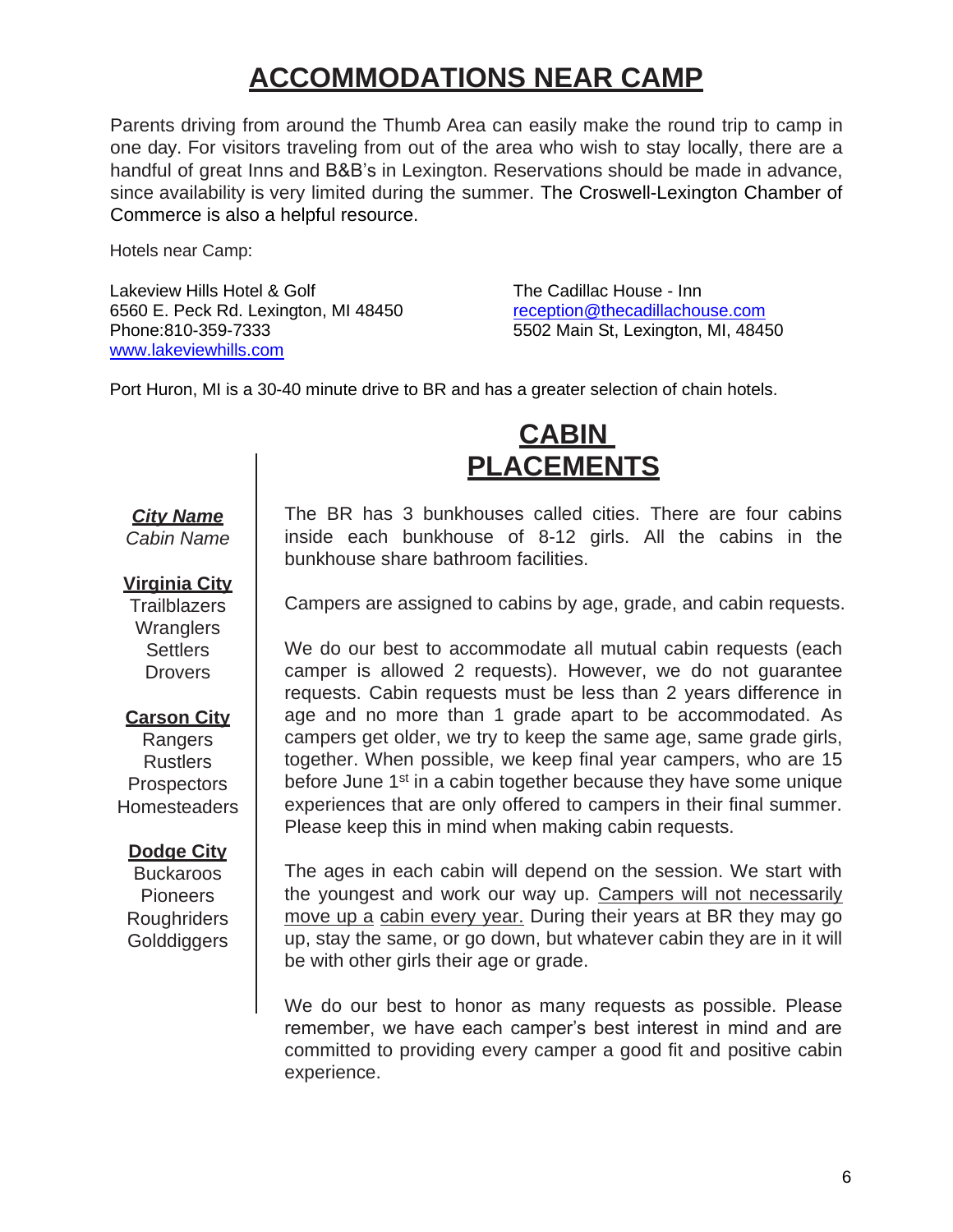# ACCOMMODATIONS NEAR CAMP

Parents driving from around the Thumb Area can easily make the round trip to camp in one day. For visitors traveling from out of the area who wish to stay locally, there are a handful of great Inns and B&B's in Lexington. Reservations should be made in advance, since availability is very limited during the summer. The Croswell-Lexington Chamber of Commerce is also a helpful resource.

Hotels near Camp:

Lakeview Hills Hotel & Golf
6560 E. Peck Rd. Lexington, MI 48450
Phone:810-359-7333
www.lakeviewhills.com

The Cadillac House - Inn
reception@thecadillachouse.com
5502 Main St, Lexington, MI, 48450

Port Huron, MI is a 30-40 minute drive to BR and has a greater selection of chain hotels.

# CABIN PLACEMENTS

***City Name***
*Cabin Name*

**Virginia City**
- Trailblazers
- Wranglers
- Settlers
- Drovers

**Carson City**
- Rangers
- Rustlers
- Prospectors
- Homesteaders

**Dodge City**
- Buckaroos
- Pioneers
- Roughriders
- Golddiggers

The BR has 3 bunkhouses called cities. There are four cabins inside each bunkhouse of 8-12 girls. All the cabins in the bunkhouse share bathroom facilities.

Campers are assigned to cabins by age, grade, and cabin requests.

We do our best to accommodate all mutual cabin requests (each camper is allowed 2 requests). However, we do not guarantee requests. Cabin requests must be less than 2 years difference in age and no more than 1 grade apart to be accommodated. As campers get older, we try to keep the same age, same grade girls, together. When possible, we keep final year campers, who are 15 before June 1st in a cabin together because they have some unique experiences that are only offered to campers in their final summer. Please keep this in mind when making cabin requests.

The ages in each cabin will depend on the session. We start with the youngest and work our way up. Campers will not necessarily move up a cabin every year. During their years at BR they may go up, stay the same, or go down, but whatever cabin they are in it will be with other girls their age or grade.

We do our best to honor as many requests as possible. Please remember, we have each camper's best interest in mind and are committed to providing every camper a good fit and positive cabin experience.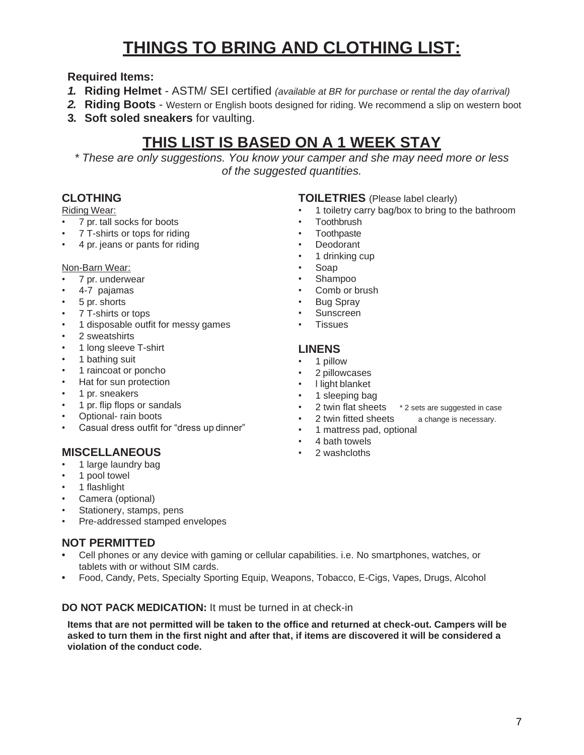# THINGS TO BRING AND CLOTHING LIST:

**Required Items:**

1. **Riding Helmet** - ASTM/ SEI certified *(available at BR for purchase or rental the day of arrival)*
2. **Riding Boots** - Western or English boots designed for riding. We recommend a slip on western boot
3. **Soft soled sneakers** for vaulting.

## THIS LIST IS BASED ON A 1 WEEK STAY

*\* These are only suggestions. You know your camper and she may need more or less of the suggested quantities.*

### CLOTHING

Riding Wear:

- 7 pr. tall socks for boots
- 7 T-shirts or tops for riding
- 4 pr. jeans or pants for riding

Non-Barn Wear:

- 7 pr. underwear
- 4-7 pajamas
- 5 pr. shorts
- 7 T-shirts or tops
- 1 disposable outfit for messy games
- 2 sweatshirts
- 1 long sleeve T-shirt
- 1 bathing suit
- 1 raincoat or poncho
- Hat for sun protection
- 1 pr. sneakers
- 1 pr. flip flops or sandals
- Optional- rain boots
- Casual dress outfit for "dress up dinner"

### MISCELLANEOUS

- 1 large laundry bag
- 1 pool towel
- 1 flashlight
- Camera (optional)
- Stationery, stamps, pens
- Pre-addressed stamped envelopes

### TOILETRIES (Please label clearly)

- 1 toiletry carry bag/box to bring to the bathroom
- Toothbrush
- Toothpaste
- Deodorant
- 1 drinking cup
- Soap
- Shampoo
- Comb or brush
- Bug Spray
- Sunscreen
- Tissues

### LINENS

- 1 pillow
- 2 pillowcases
- l light blanket
- 1 sleeping bag
- 2 twin flat sheets \* 2 sets are suggested in case
- 2 twin fitted sheets a change is necessary.
- 1 mattress pad, optional
- 4 bath towels
- 2 washcloths

### NOT PERMITTED

- Cell phones or any device with gaming or cellular capabilities. i.e. No smartphones, watches, or tablets with or without SIM cards.
- Food, Candy, Pets, Specialty Sporting Equip, Weapons, Tobacco, E-Cigs, Vapes, Drugs, Alcohol

**DO NOT PACK MEDICATION:** It must be turned in at check-in

**Items that are not permitted will be taken to the office and returned at check-out. Campers will be asked to turn them in the first night and after that, if items are discovered it will be considered a violation of the conduct code.**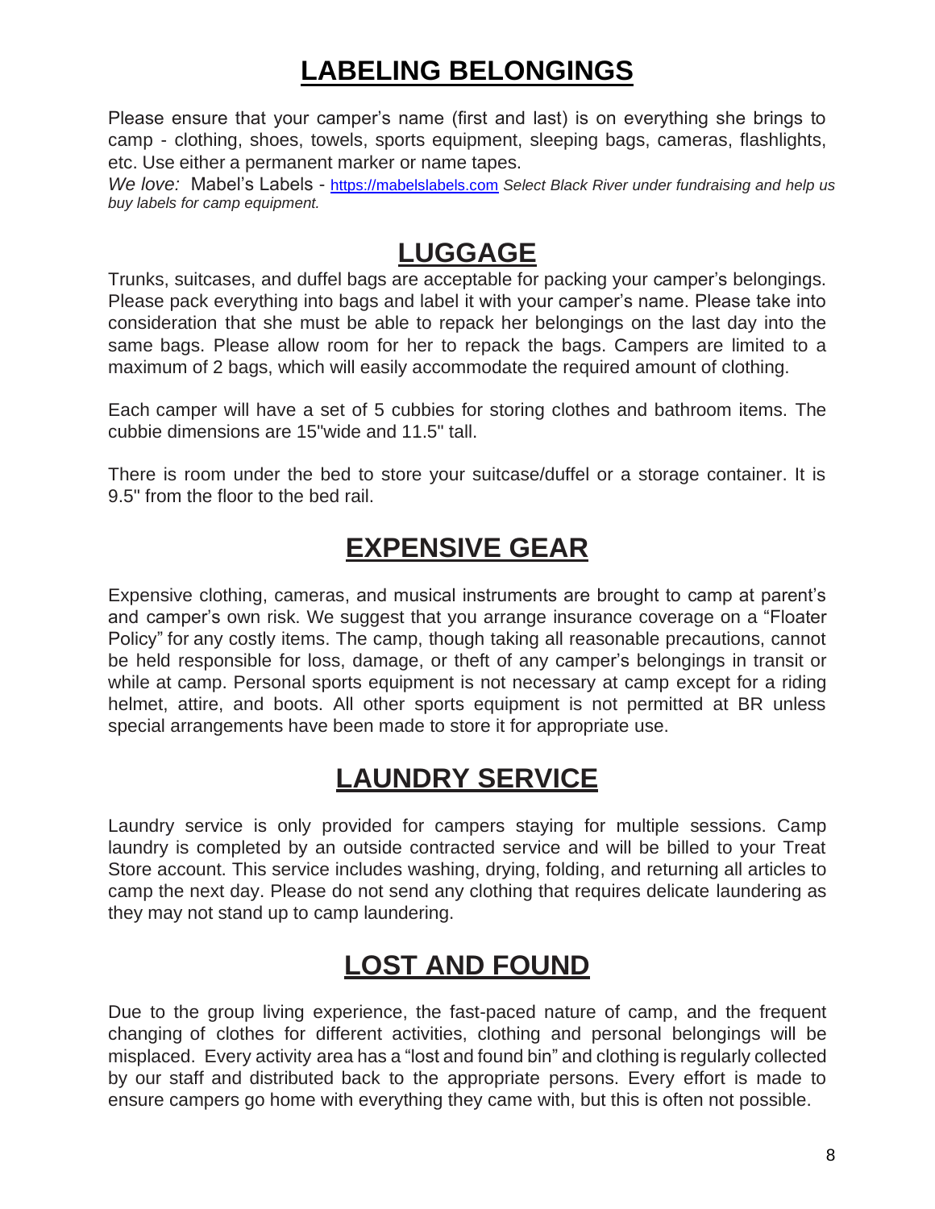# LABELING BELONGINGS

Please ensure that your camper's name (first and last) is on everything she brings to camp - clothing, shoes, towels, sports equipment, sleeping bags, cameras, flashlights, etc. Use either a permanent marker or name tapes.

*We love:* Mabel's Labels - https://mabelslabels.com *Select Black River under fundraising and help us buy labels for camp equipment.*

# LUGGAGE

Trunks, suitcases, and duffel bags are acceptable for packing your camper's belongings. Please pack everything into bags and label it with your camper's name. Please take into consideration that she must be able to repack her belongings on the last day into the same bags. Please allow room for her to repack the bags. Campers are limited to a maximum of 2 bags, which will easily accommodate the required amount of clothing.

Each camper will have a set of 5 cubbies for storing clothes and bathroom items. The cubbie dimensions are 15"wide and 11.5" tall.

There is room under the bed to store your suitcase/duffel or a storage container. It is 9.5" from the floor to the bed rail.

# EXPENSIVE GEAR

Expensive clothing, cameras, and musical instruments are brought to camp at parent's and camper's own risk. We suggest that you arrange insurance coverage on a "Floater Policy" for any costly items. The camp, though taking all reasonable precautions, cannot be held responsible for loss, damage, or theft of any camper's belongings in transit or while at camp. Personal sports equipment is not necessary at camp except for a riding helmet, attire, and boots. All other sports equipment is not permitted at BR unless special arrangements have been made to store it for appropriate use.

# LAUNDRY SERVICE

Laundry service is only provided for campers staying for multiple sessions. Camp laundry is completed by an outside contracted service and will be billed to your Treat Store account. This service includes washing, drying, folding, and returning all articles to camp the next day. Please do not send any clothing that requires delicate laundering as they may not stand up to camp laundering.

# LOST AND FOUND

Due to the group living experience, the fast-paced nature of camp, and the frequent changing of clothes for different activities, clothing and personal belongings will be misplaced. Every activity area has a "lost and found bin" and clothing is regularly collected by our staff and distributed back to the appropriate persons. Every effort is made to ensure campers go home with everything they came with, but this is often not possible.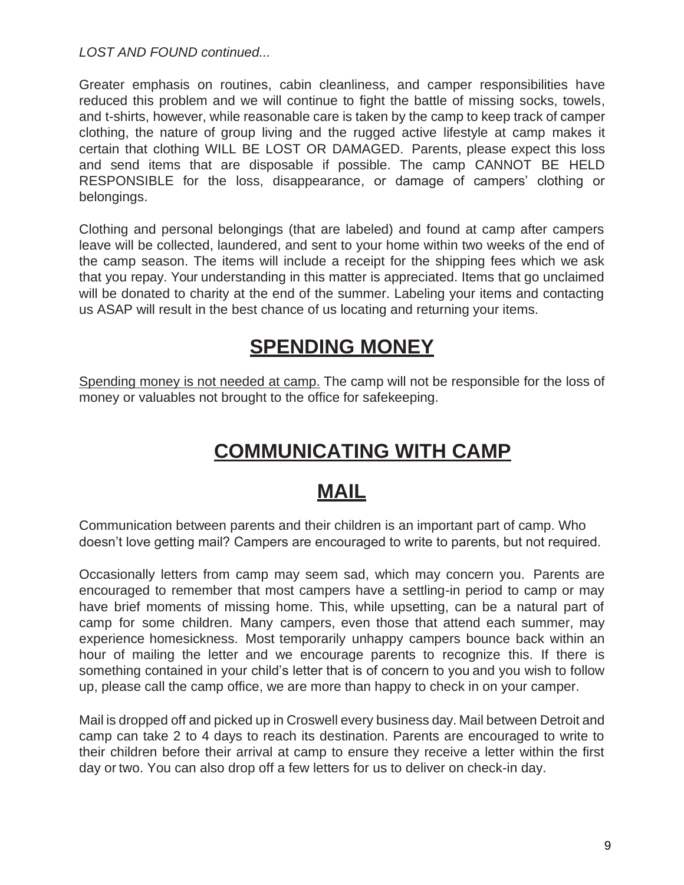*LOST AND FOUND continued...*

Greater emphasis on routines, cabin cleanliness, and camper responsibilities have reduced this problem and we will continue to fight the battle of missing socks, towels, and t-shirts, however, while reasonable care is taken by the camp to keep track of camper clothing, the nature of group living and the rugged active lifestyle at camp makes it certain that clothing WILL BE LOST OR DAMAGED. Parents, please expect this loss and send items that are disposable if possible. The camp CANNOT BE HELD RESPONSIBLE for the loss, disappearance, or damage of campers' clothing or belongings.

Clothing and personal belongings (that are labeled) and found at camp after campers leave will be collected, laundered, and sent to your home within two weeks of the end of the camp season. The items will include a receipt for the shipping fees which we ask that you repay. Your understanding in this matter is appreciated. Items that go unclaimed will be donated to charity at the end of the summer. Labeling your items and contacting us ASAP will result in the best chance of us locating and returning your items.

# SPENDING MONEY

Spending money is not needed at camp. The camp will not be responsible for the loss of money or valuables not brought to the office for safekeeping.

# COMMUNICATING WITH CAMP

## MAIL

Communication between parents and their children is an important part of camp. Who doesn't love getting mail? Campers are encouraged to write to parents, but not required.

Occasionally letters from camp may seem sad, which may concern you. Parents are encouraged to remember that most campers have a settling-in period to camp or may have brief moments of missing home. This, while upsetting, can be a natural part of camp for some children. Many campers, even those that attend each summer, may experience homesickness. Most temporarily unhappy campers bounce back within an hour of mailing the letter and we encourage parents to recognize this. If there is something contained in your child's letter that is of concern to you and you wish to follow up, please call the camp office, we are more than happy to check in on your camper.

Mail is dropped off and picked up in Croswell every business day. Mail between Detroit and camp can take 2 to 4 days to reach its destination. Parents are encouraged to write to their children before their arrival at camp to ensure they receive a letter within the first day or two. You can also drop off a few letters for us to deliver on check-in day.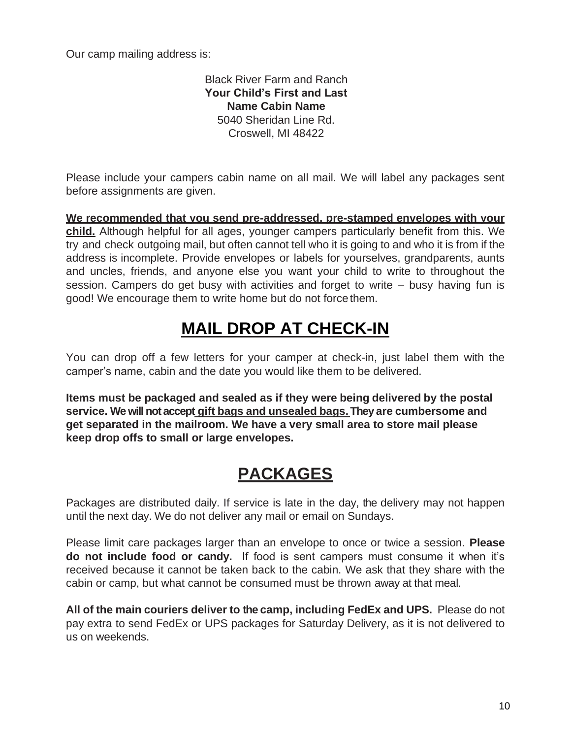Our camp mailing address is:

Black River Farm and Ranch
**Your Child's First and Last Name Cabin Name**
5040 Sheridan Line Rd.
Croswell, MI 48422

Please include your campers cabin name on all mail. We will label any packages sent before assignments are given.

**We recommended that you send pre-addressed, pre-stamped envelopes with your child.** Although helpful for all ages, younger campers particularly benefit from this. We try and check outgoing mail, but often cannot tell who it is going to and who it is from if the address is incomplete. Provide envelopes or labels for yourselves, grandparents, aunts and uncles, friends, and anyone else you want your child to write to throughout the session. Campers do get busy with activities and forget to write – busy having fun is good! We encourage them to write home but do not force them.

## MAIL DROP AT CHECK-IN

You can drop off a few letters for your camper at check-in, just label them with the camper's name, cabin and the date you would like them to be delivered.

**Items must be packaged and sealed as if they were being delivered by the postal service. We will not accept gift bags and unsealed bags. They are cumbersome and get separated in the mailroom. We have a very small area to store mail please keep drop offs to small or large envelopes.**

## PACKAGES

Packages are distributed daily. If service is late in the day, the delivery may not happen until the next day. We do not deliver any mail or email on Sundays.

Please limit care packages larger than an envelope to once or twice a session. **Please do not include food or candy.** If food is sent campers must consume it when it's received because it cannot be taken back to the cabin. We ask that they share with the cabin or camp, but what cannot be consumed must be thrown away at that meal.

**All of the main couriers deliver to the camp, including FedEx and UPS.** Please do not pay extra to send FedEx or UPS packages for Saturday Delivery, as it is not delivered to us on weekends.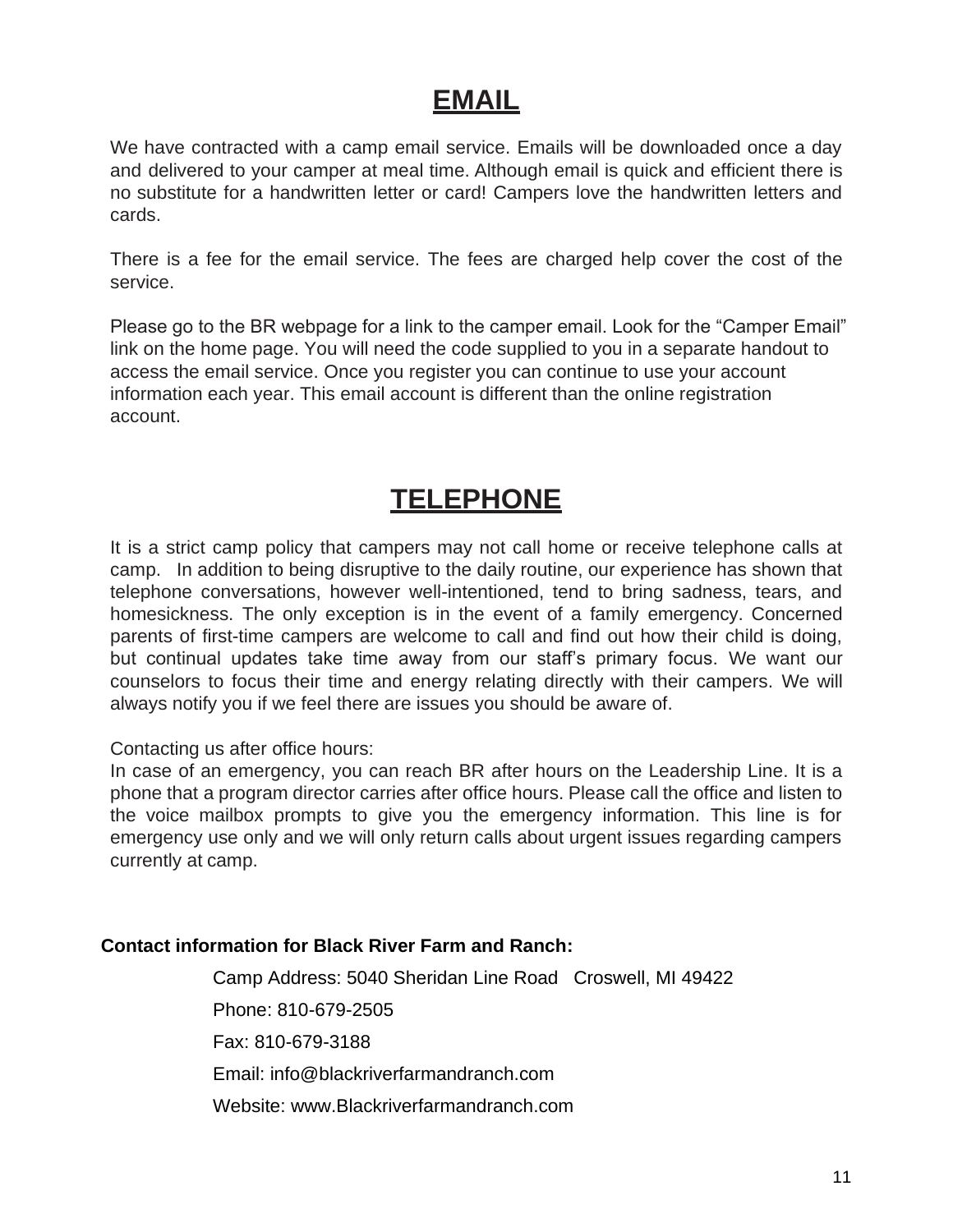# EMAIL

We have contracted with a camp email service. Emails will be downloaded once a day and delivered to your camper at meal time. Although email is quick and efficient there is no substitute for a handwritten letter or card! Campers love the handwritten letters and cards.

There is a fee for the email service. The fees are charged help cover the cost of the service.

Please go to the BR webpage for a link to the camper email. Look for the "Camper Email" link on the home page. You will need the code supplied to you in a separate handout to access the email service. Once you register you can continue to use your account information each year. This email account is different than the online registration account.

# TELEPHONE

It is a strict camp policy that campers may not call home or receive telephone calls at camp. In addition to being disruptive to the daily routine, our experience has shown that telephone conversations, however well-intentioned, tend to bring sadness, tears, and homesickness. The only exception is in the event of a family emergency. Concerned parents of first-time campers are welcome to call and find out how their child is doing, but continual updates take time away from our staff's primary focus. We want our counselors to focus their time and energy relating directly with their campers. We will always notify you if we feel there are issues you should be aware of.

Contacting us after office hours:
In case of an emergency, you can reach BR after hours on the Leadership Line. It is a phone that a program director carries after office hours. Please call the office and listen to the voice mailbox prompts to give you the emergency information. This line is for emergency use only and we will only return calls about urgent issues regarding campers currently at camp.

**Contact information for Black River Farm and Ranch:**

Camp Address: 5040 Sheridan Line Road Croswell, MI 49422

Phone: 810-679-2505

Fax: 810-679-3188

Email: info@blackriverfarmandranch.com

Website: www.Blackriverfarmandranch.com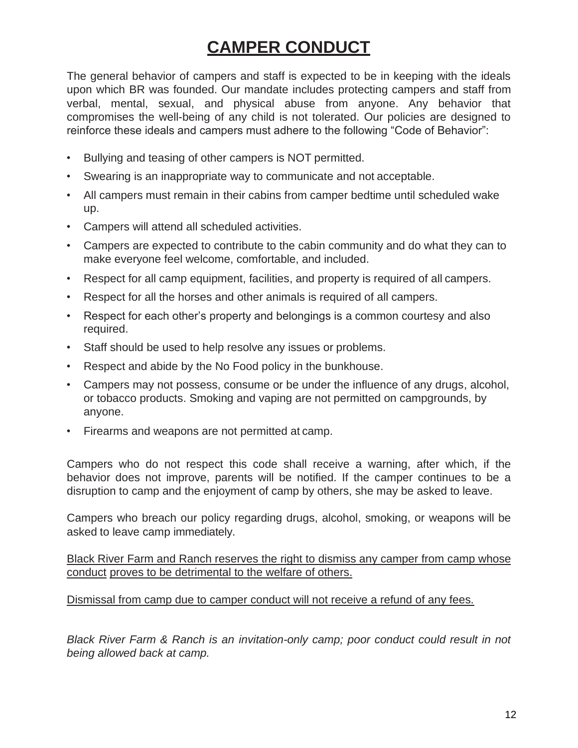# CAMPER CONDUCT

The general behavior of campers and staff is expected to be in keeping with the ideals upon which BR was founded. Our mandate includes protecting campers and staff from verbal, mental, sexual, and physical abuse from anyone. Any behavior that compromises the well-being of any child is not tolerated. Our policies are designed to reinforce these ideals and campers must adhere to the following "Code of Behavior":

- Bullying and teasing of other campers is NOT permitted.
- Swearing is an inappropriate way to communicate and not acceptable.
- All campers must remain in their cabins from camper bedtime until scheduled wake up.
- Campers will attend all scheduled activities.
- Campers are expected to contribute to the cabin community and do what they can to make everyone feel welcome, comfortable, and included.
- Respect for all camp equipment, facilities, and property is required of all campers.
- Respect for all the horses and other animals is required of all campers.
- Respect for each other's property and belongings is a common courtesy and also required.
- Staff should be used to help resolve any issues or problems.
- Respect and abide by the No Food policy in the bunkhouse.
- Campers may not possess, consume or be under the influence of any drugs, alcohol, or tobacco products. Smoking and vaping are not permitted on campgrounds, by anyone.
- Firearms and weapons are not permitted at camp.

Campers who do not respect this code shall receive a warning, after which, if the behavior does not improve, parents will be notified. If the camper continues to be a disruption to camp and the enjoyment of camp by others, she may be asked to leave.

Campers who breach our policy regarding drugs, alcohol, smoking, or weapons will be asked to leave camp immediately.

<u>Black River Farm and Ranch reserves the right to dismiss any camper from camp whose conduct proves to be detrimental to the welfare of others.</u>

<u>Dismissal from camp due to camper conduct will not receive a refund of any fees.</u>

*Black River Farm & Ranch is an invitation-only camp; poor conduct could result in not being allowed back at camp.*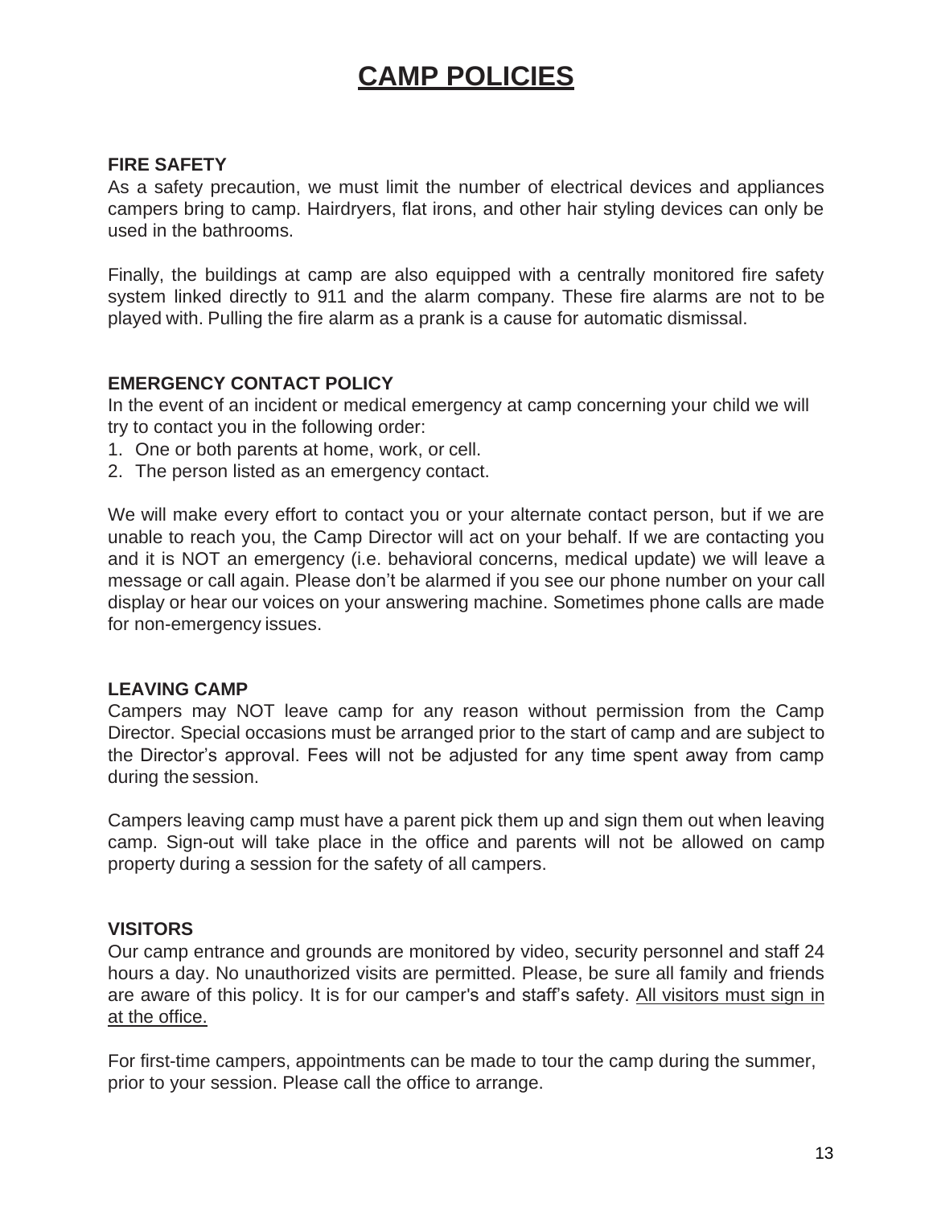# CAMP POLICIES

**FIRE SAFETY**

As a safety precaution, we must limit the number of electrical devices and appliances campers bring to camp. Hairdryers, flat irons, and other hair styling devices can only be used in the bathrooms.

Finally, the buildings at camp are also equipped with a centrally monitored fire safety system linked directly to 911 and the alarm company. These fire alarms are not to be played with. Pulling the fire alarm as a prank is a cause for automatic dismissal.

**EMERGENCY CONTACT POLICY**

In the event of an incident or medical emergency at camp concerning your child we will try to contact you in the following order:

1. One or both parents at home, work, or cell.
2. The person listed as an emergency contact.

We will make every effort to contact you or your alternate contact person, but if we are unable to reach you, the Camp Director will act on your behalf. If we are contacting you and it is NOT an emergency (i.e. behavioral concerns, medical update) we will leave a message or call again. Please don't be alarmed if you see our phone number on your call display or hear our voices on your answering machine. Sometimes phone calls are made for non-emergency issues.

**LEAVING CAMP**

Campers may NOT leave camp for any reason without permission from the Camp Director. Special occasions must be arranged prior to the start of camp and are subject to the Director's approval. Fees will not be adjusted for any time spent away from camp during the session.

Campers leaving camp must have a parent pick them up and sign them out when leaving camp. Sign-out will take place in the office and parents will not be allowed on camp property during a session for the safety of all campers.

**VISITORS**

Our camp entrance and grounds are monitored by video, security personnel and staff 24 hours a day. No unauthorized visits are permitted. Please, be sure all family and friends are aware of this policy. It is for our camper's and staff's safety. <u>All visitors must sign in at the office.</u>

For first-time campers, appointments can be made to tour the camp during the summer, prior to your session. Please call the office to arrange.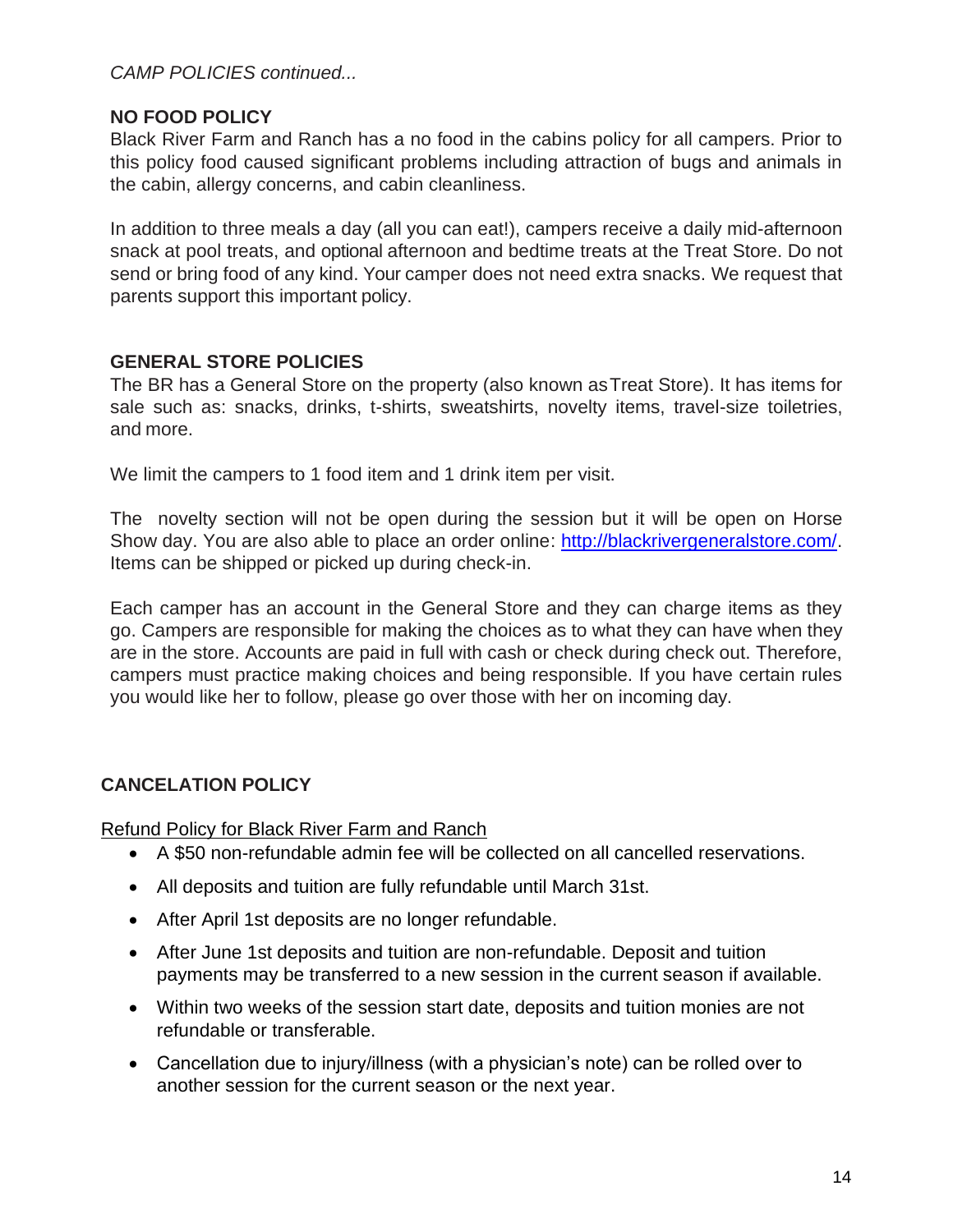*CAMP POLICIES continued...*

## NO FOOD POLICY

Black River Farm and Ranch has a no food in the cabins policy for all campers. Prior to this policy food caused significant problems including attraction of bugs and animals in the cabin, allergy concerns, and cabin cleanliness.

In addition to three meals a day (all you can eat!), campers receive a daily mid-afternoon snack at pool treats, and optional afternoon and bedtime treats at the Treat Store. Do not send or bring food of any kind. Your camper does not need extra snacks. We request that parents support this important policy.

## GENERAL STORE POLICIES

The BR has a General Store on the property (also known as Treat Store). It has items for sale such as: snacks, drinks, t-shirts, sweatshirts, novelty items, travel-size toiletries, and more.

We limit the campers to 1 food item and 1 drink item per visit.

The novelty section will not be open during the session but it will be open on Horse Show day. You are also able to place an order online: [http://blackrivergeneralstore.com/](http://blackrivergeneralstore.com/). Items can be shipped or picked up during check-in.

Each camper has an account in the General Store and they can charge items as they go. Campers are responsible for making the choices as to what they can have when they are in the store. Accounts are paid in full with cash or check during check out. Therefore, campers must practice making choices and being responsible. If you have certain rules you would like her to follow, please go over those with her on incoming day.

## CANCELATION POLICY

<u>Refund Policy for Black River Farm and Ranch</u>

- A $50 non-refundable admin fee will be collected on all cancelled reservations.
- All deposits and tuition are fully refundable until March 31st.
- After April 1st deposits are no longer refundable.
- After June 1st deposits and tuition are non-refundable. Deposit and tuition payments may be transferred to a new session in the current season if available.
- Within two weeks of the session start date, deposits and tuition monies are not refundable or transferable.
- Cancellation due to injury/illness (with a physician's note) can be rolled over to another session for the current season or the next year.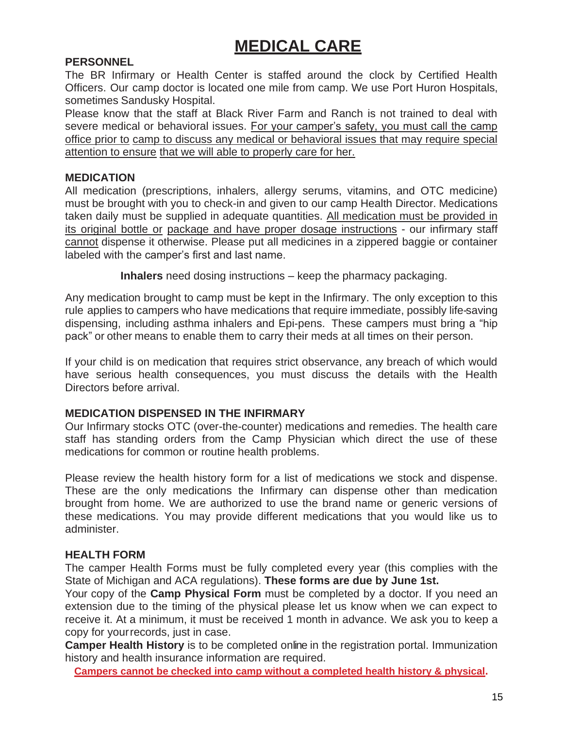# MEDICAL CARE

### PERSONNEL

The BR Infirmary or Health Center is staffed around the clock by Certified Health Officers. Our camp doctor is located one mile from camp. We use Port Huron Hospitals, sometimes Sandusky Hospital.

Please know that the staff at Black River Farm and Ranch is not trained to deal with severe medical or behavioral issues. For your camper's safety, you must call the camp office prior to camp to discuss any medical or behavioral issues that may require special attention to ensure that we will able to properly care for her.

### MEDICATION

All medication (prescriptions, inhalers, allergy serums, vitamins, and OTC medicine) must be brought with you to check-in and given to our camp Health Director. Medications taken daily must be supplied in adequate quantities. All medication must be provided in its original bottle or package and have proper dosage instructions - our infirmary staff cannot dispense it otherwise. Please put all medicines in a zippered baggie or container labeled with the camper's first and last name.

**Inhalers** need dosing instructions – keep the pharmacy packaging.

Any medication brought to camp must be kept in the Infirmary. The only exception to this rule applies to campers who have medications that require immediate, possibly life-saving dispensing, including asthma inhalers and Epi-pens. These campers must bring a "hip pack" or other means to enable them to carry their meds at all times on their person.

If your child is on medication that requires strict observance, any breach of which would have serious health consequences, you must discuss the details with the Health Directors before arrival.

### MEDICATION DISPENSED IN THE INFIRMARY

Our Infirmary stocks OTC (over-the-counter) medications and remedies. The health care staff has standing orders from the Camp Physician which direct the use of these medications for common or routine health problems.

Please review the health history form for a list of medications we stock and dispense. These are the only medications the Infirmary can dispense other than medication brought from home. We are authorized to use the brand name or generic versions of these medications. You may provide different medications that you would like us to administer.

### HEALTH FORM

The camper Health Forms must be fully completed every year (this complies with the State of Michigan and ACA regulations). **These forms are due by June 1st.**

Your copy of the **Camp Physical Form** must be completed by a doctor. If you need an extension due to the timing of the physical please let us know when we can expect to receive it. At a minimum, it must be received 1 month in advance. We ask you to keep a copy for your records, just in case.

**Camper Health History** is to be completed online in the registration portal. Immunization history and health insurance information are required.

**Campers cannot be checked into camp without a completed health history & physical.**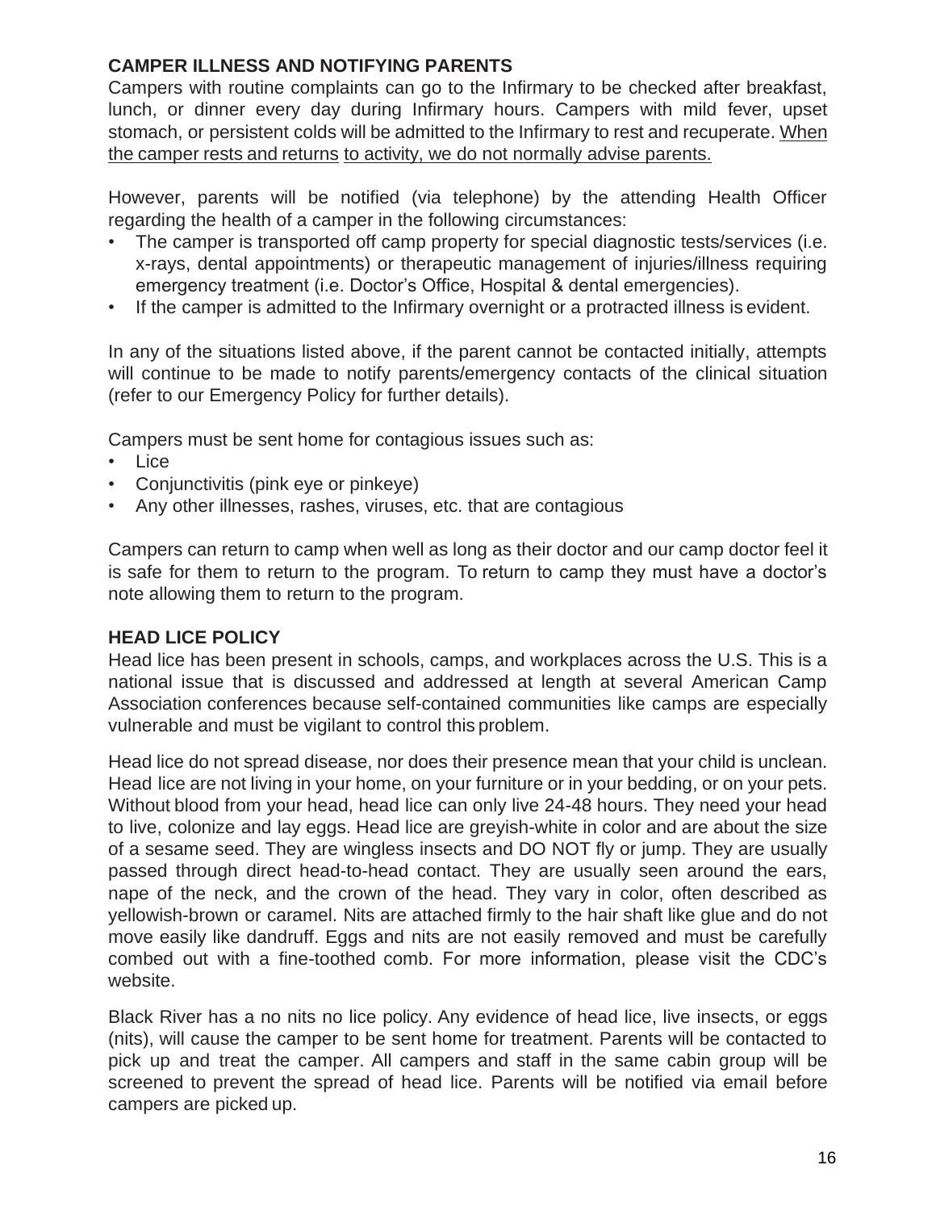## CAMPER ILLNESS AND NOTIFYING PARENTS

Campers with routine complaints can go to the Infirmary to be checked after breakfast, lunch, or dinner every day during Infirmary hours. Campers with mild fever, upset stomach, or persistent colds will be admitted to the Infirmary to rest and recuperate. <u>When the camper rests and returns to activity, we do not normally advise parents.</u>

However, parents will be notified (via telephone) by the attending Health Officer regarding the health of a camper in the following circumstances:

- The camper is transported off camp property for special diagnostic tests/services (i.e. x-rays, dental appointments) or therapeutic management of injuries/illness requiring emergency treatment (i.e. Doctor's Office, Hospital & dental emergencies).
- If the camper is admitted to the Infirmary overnight or a protracted illness is evident.

In any of the situations listed above, if the parent cannot be contacted initially, attempts will continue to be made to notify parents/emergency contacts of the clinical situation (refer to our Emergency Policy for further details).

Campers must be sent home for contagious issues such as:

- Lice
- Conjunctivitis (pink eye or pinkeye)
- Any other illnesses, rashes, viruses, etc. that are contagious

Campers can return to camp when well as long as their doctor and our camp doctor feel it is safe for them to return to the program. To return to camp they must have a doctor's note allowing them to return to the program.

## HEAD LICE POLICY

Head lice has been present in schools, camps, and workplaces across the U.S. This is a national issue that is discussed and addressed at length at several American Camp Association conferences because self-contained communities like camps are especially vulnerable and must be vigilant to control this problem.

Head lice do not spread disease, nor does their presence mean that your child is unclean. Head lice are not living in your home, on your furniture or in your bedding, or on your pets. Without blood from your head, head lice can only live 24-48 hours. They need your head to live, colonize and lay eggs. Head lice are greyish-white in color and are about the size of a sesame seed. They are wingless insects and DO NOT fly or jump. They are usually passed through direct head-to-head contact. They are usually seen around the ears, nape of the neck, and the crown of the head. They vary in color, often described as yellowish-brown or caramel. Nits are attached firmly to the hair shaft like glue and do not move easily like dandruff. Eggs and nits are not easily removed and must be carefully combed out with a fine-toothed comb. For more information, please visit the CDC's website.

Black River has a no nits no lice policy. Any evidence of head lice, live insects, or eggs (nits), will cause the camper to be sent home for treatment. Parents will be contacted to pick up and treat the camper. All campers and staff in the same cabin group will be screened to prevent the spread of head lice. Parents will be notified via email before campers are picked up.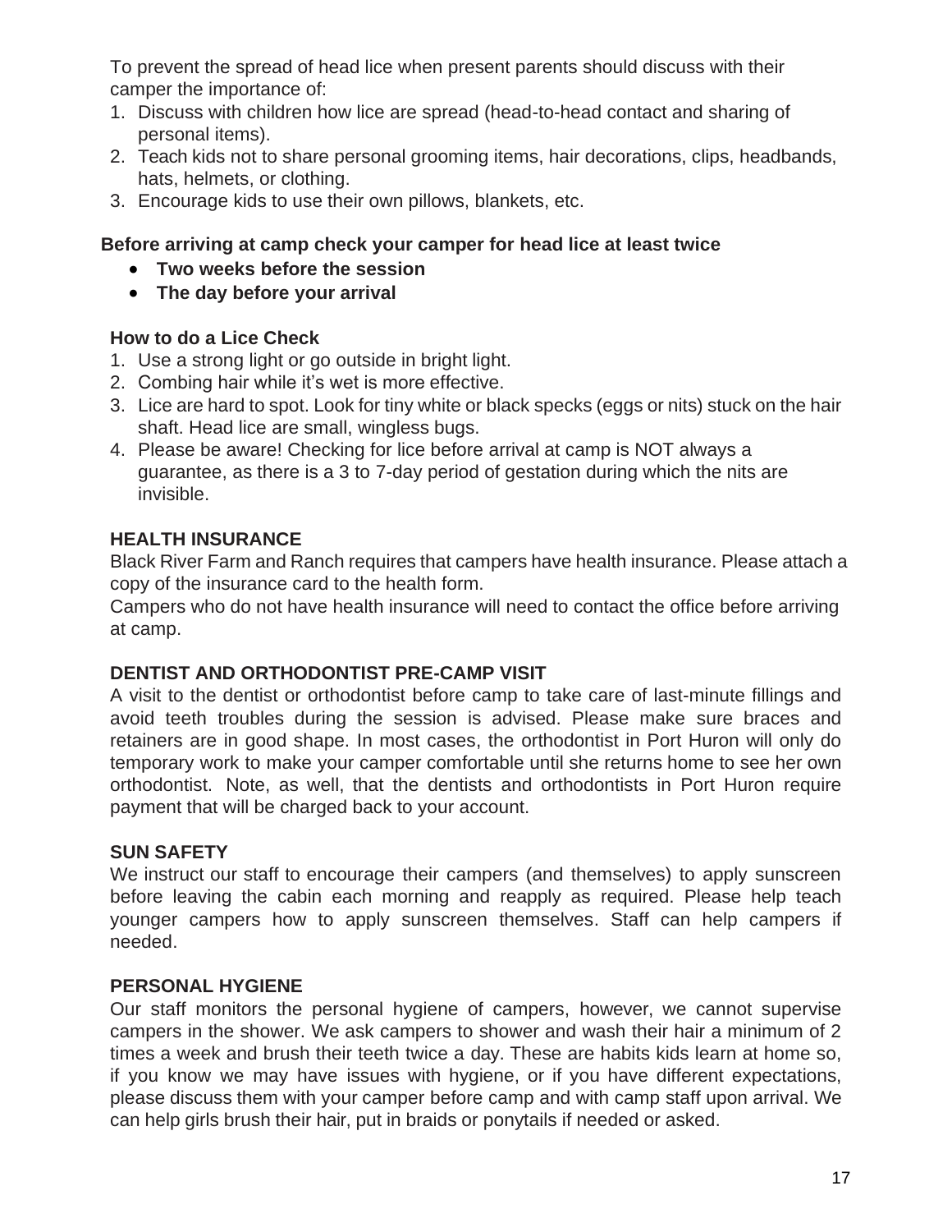To prevent the spread of head lice when present parents should discuss with their camper the importance of:

1. Discuss with children how lice are spread (head-to-head contact and sharing of personal items).
2. Teach kids not to share personal grooming items, hair decorations, clips, headbands, hats, helmets, or clothing.
3. Encourage kids to use their own pillows, blankets, etc.

**Before arriving at camp check your camper for head lice at least twice**

- **Two weeks before the session**
- **The day before your arrival**

**How to do a Lice Check**

1. Use a strong light or go outside in bright light.
2. Combing hair while it's wet is more effective.
3. Lice are hard to spot. Look for tiny white or black specks (eggs or nits) stuck on the hair shaft. Head lice are small, wingless bugs.
4. Please be aware! Checking for lice before arrival at camp is NOT always a guarantee, as there is a 3 to 7-day period of gestation during which the nits are invisible.

## HEALTH INSURANCE

Black River Farm and Ranch requires that campers have health insurance. Please attach a copy of the insurance card to the health form.

Campers who do not have health insurance will need to contact the office before arriving at camp.

## DENTIST AND ORTHODONTIST PRE-CAMP VISIT

A visit to the dentist or orthodontist before camp to take care of last-minute fillings and avoid teeth troubles during the session is advised. Please make sure braces and retainers are in good shape. In most cases, the orthodontist in Port Huron will only do temporary work to make your camper comfortable until she returns home to see her own orthodontist. Note, as well, that the dentists and orthodontists in Port Huron require payment that will be charged back to your account.

## SUN SAFETY

We instruct our staff to encourage their campers (and themselves) to apply sunscreen before leaving the cabin each morning and reapply as required. Please help teach younger campers how to apply sunscreen themselves. Staff can help campers if needed.

## PERSONAL HYGIENE

Our staff monitors the personal hygiene of campers, however, we cannot supervise campers in the shower. We ask campers to shower and wash their hair a minimum of 2 times a week and brush their teeth twice a day. These are habits kids learn at home so, if you know we may have issues with hygiene, or if you have different expectations, please discuss them with your camper before camp and with camp staff upon arrival. We can help girls brush their hair, put in braids or ponytails if needed or asked.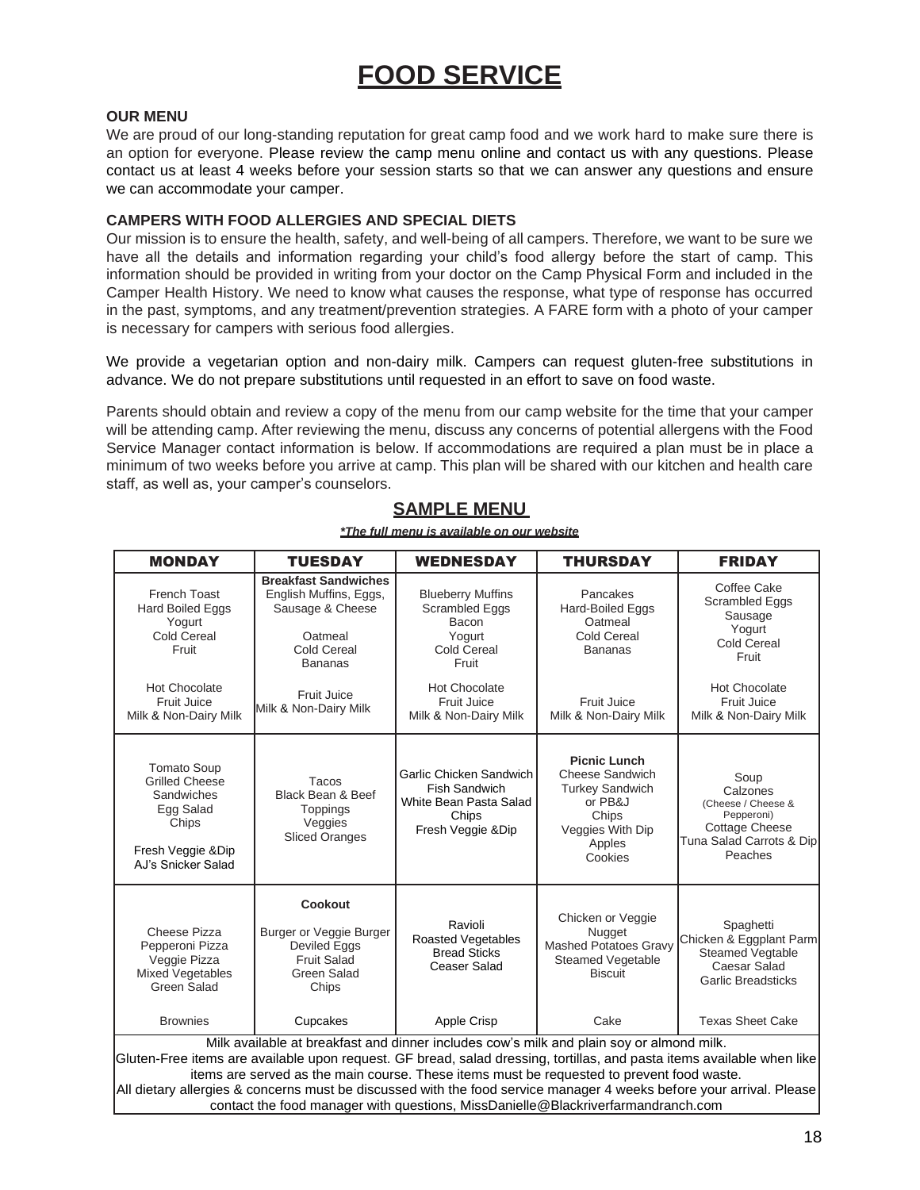# FOOD SERVICE

**OUR MENU**

We are proud of our long-standing reputation for great camp food and we work hard to make sure there is an option for everyone. Please review the camp menu online and contact us with any questions. Please contact us at least 4 weeks before your session starts so that we can answer any questions and ensure we can accommodate your camper.

**CAMPERS WITH FOOD ALLERGIES AND SPECIAL DIETS**

Our mission is to ensure the health, safety, and well-being of all campers. Therefore, we want to be sure we have all the details and information regarding your child's food allergy before the start of camp. This information should be provided in writing from your doctor on the Camp Physical Form and included in the Camper Health History. We need to know what causes the response, what type of response has occurred in the past, symptoms, and any treatment/prevention strategies. A FARE form with a photo of your camper is necessary for campers with serious food allergies.

We provide a vegetarian option and non-dairy milk. Campers can request gluten-free substitutions in advance. We do not prepare substitutions until requested in an effort to save on food waste.

Parents should obtain and review a copy of the menu from our camp website for the time that your camper will be attending camp. After reviewing the menu, discuss any concerns of potential allergens with the Food Service Manager contact information is below. If accommodations are required a plan must be in place a minimum of two weeks before you arrive at camp. This plan will be shared with our kitchen and health care staff, as well as, your camper's counselors.

## SAMPLE MENU

***The full menu is available on our website***

| MONDAY | TUESDAY | WEDNESDAY | THURSDAY | FRIDAY |
|---|---|---|---|---|
| French Toast<br>Hard Boiled Eggs<br>Yogurt<br>Cold Cereal<br>Fruit<br><br>Hot Chocolate<br>Fruit Juice<br>Milk & Non-Dairy Milk | **Breakfast Sandwiches**<br>English Muffins, Eggs, Sausage & Cheese<br><br>Oatmeal<br>Cold Cereal<br>Bananas<br><br>Fruit Juice<br>Milk & Non-Dairy Milk | Blueberry Muffins<br>Scrambled Eggs<br>Bacon<br>Yogurt<br>Cold Cereal<br>Fruit<br><br>Hot Chocolate<br>Fruit Juice<br>Milk & Non-Dairy Milk | Pancakes<br>Hard-Boiled Eggs<br>Oatmeal<br>Cold Cereal<br>Bananas<br><br>Fruit Juice<br>Milk & Non-Dairy Milk | Coffee Cake<br>Scrambled Eggs<br>Sausage<br>Yogurt<br>Cold Cereal<br>Fruit<br><br>Hot Chocolate<br>Fruit Juice<br>Milk & Non-Dairy Milk |
| Tomato Soup<br>Grilled Cheese Sandwiches<br>Egg Salad<br>Chips<br><br>Fresh Veggie &Dip<br>AJ's Snicker Salad | Tacos<br>Black Bean & Beef<br>Toppings<br>Veggies<br>Sliced Oranges | Garlic Chicken Sandwich<br>Fish Sandwich<br>White Bean Pasta Salad<br>Chips<br>Fresh Veggie &Dip | **Picnic Lunch**<br>Cheese Sandwich<br>Turkey Sandwich<br>or PB&J<br>Chips<br>Veggies With Dip<br>Apples<br>Cookies | Soup<br>Calzones<br>(Cheese / Cheese & Pepperoni)<br>Cottage Cheese<br>Tuna Salad Carrots & Dip<br>Peaches |
| Cheese Pizza<br>Pepperoni Pizza<br>Veggie Pizza<br>Mixed Vegetables<br>Green Salad<br><br>Brownies | **Cookout**<br><br>Burger or Veggie Burger<br>Deviled Eggs<br>Fruit Salad<br>Green Salad<br>Chips<br><br>Cupcakes | Ravioli<br>Roasted Vegetables<br>Bread Sticks<br>Ceaser Salad<br><br>Apple Crisp | Chicken or Veggie Nugget<br>Mashed Potatoes Gravy<br>Steamed Vegetable<br>Biscuit<br><br>Cake | Spaghetti<br>Chicken & Eggplant Parm<br>Steamed Vegtable<br>Caesar Salad<br>Garlic Breadsticks<br><br>Texas Sheet Cake |

Milk available at breakfast and dinner includes cow's milk and plain soy or almond milk.
Gluten-Free items are available upon request. GF bread, salad dressing, tortillas, and pasta items available when like items are served as the main course. These items must be requested to prevent food waste.
All dietary allergies & concerns must be discussed with the food service manager 4 weeks before your arrival. Please contact the food manager with questions, MissDanielle@Blackriverfarmandranch.com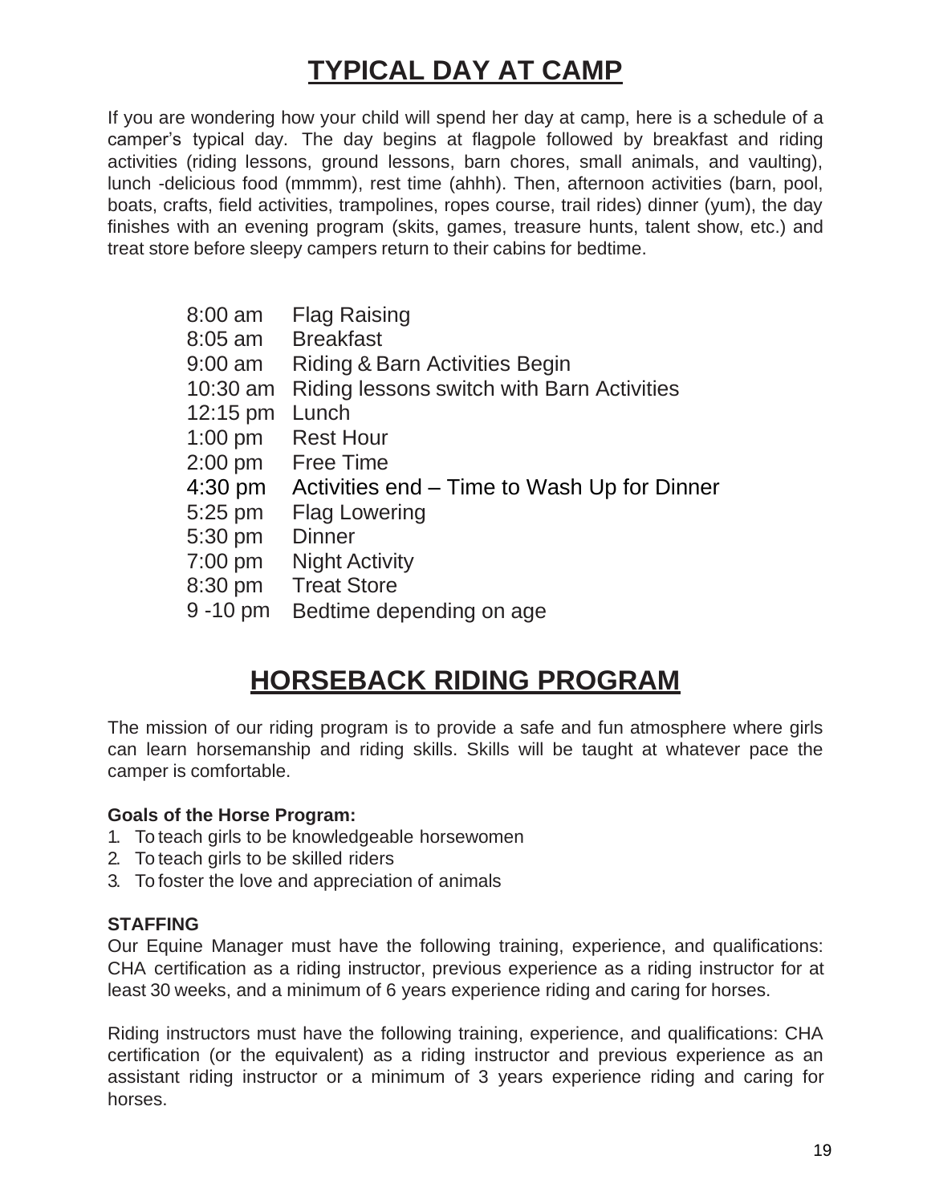# TYPICAL DAY AT CAMP

If you are wondering how your child will spend her day at camp, here is a schedule of a camper's typical day. The day begins at flagpole followed by breakfast and riding activities (riding lessons, ground lessons, barn chores, small animals, and vaulting), lunch -delicious food (mmmm), rest time (ahhh). Then, afternoon activities (barn, pool, boats, crafts, field activities, trampolines, ropes course, trail rides) dinner (yum), the day finishes with an evening program (skits, games, treasure hunts, talent show, etc.) and treat store before sleepy campers return to their cabins for bedtime.

| | |
|---|---|
| 8:00 am | Flag Raising |
| 8:05 am | Breakfast |
| 9:00 am | Riding & Barn Activities Begin |
| 10:30 am | Riding lessons switch with Barn Activities |
| 12:15 pm | Lunch |
| 1:00 pm | Rest Hour |
| 2:00 pm | Free Time |
| 4:30 pm | Activities end – Time to Wash Up for Dinner |
| 5:25 pm | Flag Lowering |
| 5:30 pm | Dinner |
| 7:00 pm | Night Activity |
| 8:30 pm | Treat Store |
| 9 -10 pm | Bedtime depending on age |

# HORSEBACK RIDING PROGRAM

The mission of our riding program is to provide a safe and fun atmosphere where girls can learn horsemanship and riding skills. Skills will be taught at whatever pace the camper is comfortable.

**Goals of the Horse Program:**

1. To teach girls to be knowledgeable horsewomen
2. To teach girls to be skilled riders
3. To foster the love and appreciation of animals

**STAFFING**

Our Equine Manager must have the following training, experience, and qualifications: CHA certification as a riding instructor, previous experience as a riding instructor for at least 30 weeks, and a minimum of 6 years experience riding and caring for horses.

Riding instructors must have the following training, experience, and qualifications: CHA certification (or the equivalent) as a riding instructor and previous experience as an assistant riding instructor or a minimum of 3 years experience riding and caring for horses.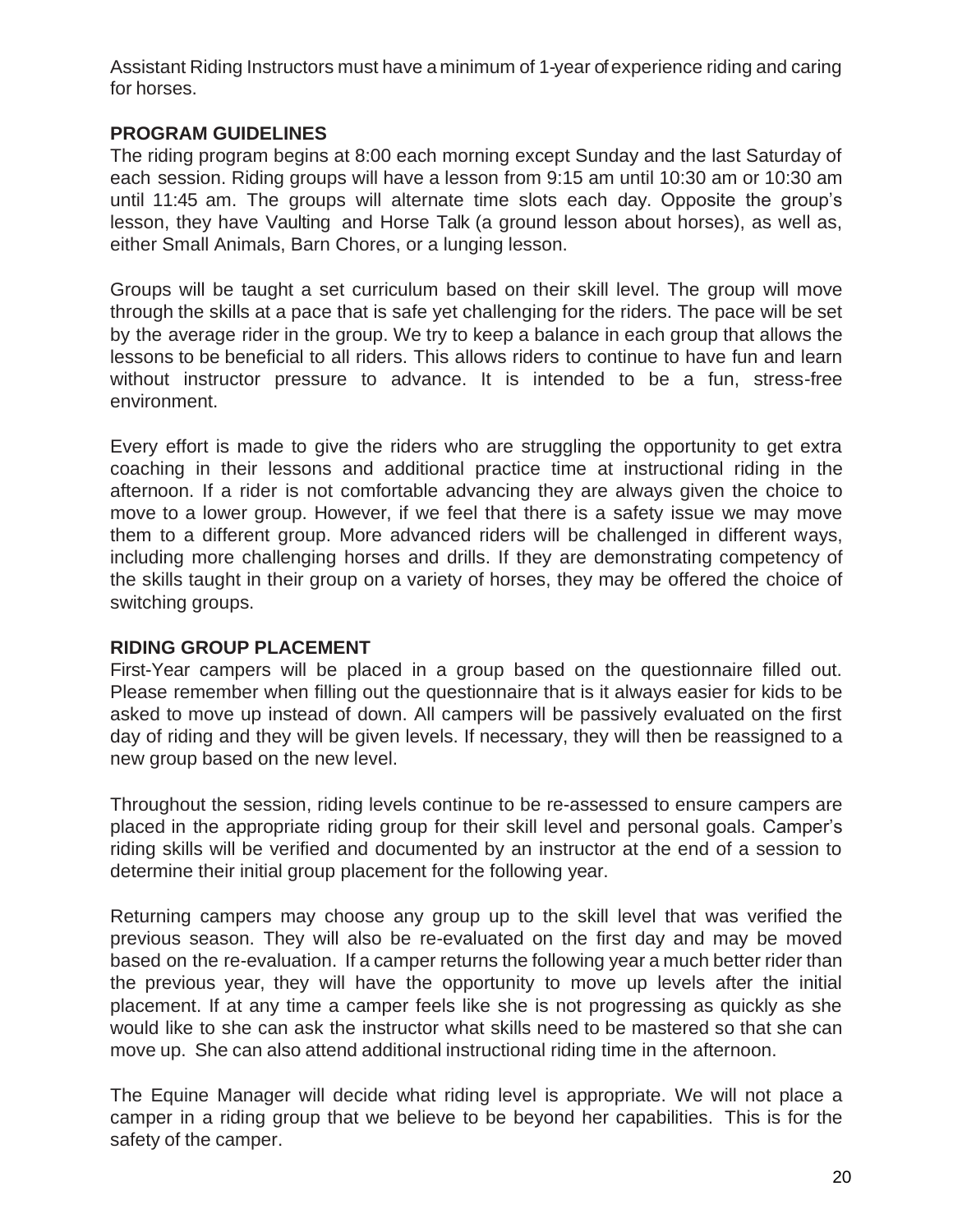Assistant Riding Instructors must have a minimum of 1-year of experience riding and caring for horses.

## PROGRAM GUIDELINES

The riding program begins at 8:00 each morning except Sunday and the last Saturday of each session. Riding groups will have a lesson from 9:15 am until 10:30 am or 10:30 am until 11:45 am. The groups will alternate time slots each day. Opposite the group's lesson, they have Vaulting and Horse Talk (a ground lesson about horses), as well as, either Small Animals, Barn Chores, or a lunging lesson.

Groups will be taught a set curriculum based on their skill level. The group will move through the skills at a pace that is safe yet challenging for the riders. The pace will be set by the average rider in the group. We try to keep a balance in each group that allows the lessons to be beneficial to all riders. This allows riders to continue to have fun and learn without instructor pressure to advance. It is intended to be a fun, stress-free environment.

Every effort is made to give the riders who are struggling the opportunity to get extra coaching in their lessons and additional practice time at instructional riding in the afternoon. If a rider is not comfortable advancing they are always given the choice to move to a lower group. However, if we feel that there is a safety issue we may move them to a different group. More advanced riders will be challenged in different ways, including more challenging horses and drills. If they are demonstrating competency of the skills taught in their group on a variety of horses, they may be offered the choice of switching groups.

## RIDING GROUP PLACEMENT

First-Year campers will be placed in a group based on the questionnaire filled out. Please remember when filling out the questionnaire that is it always easier for kids to be asked to move up instead of down. All campers will be passively evaluated on the first day of riding and they will be given levels. If necessary, they will then be reassigned to a new group based on the new level.

Throughout the session, riding levels continue to be re-assessed to ensure campers are placed in the appropriate riding group for their skill level and personal goals. Camper's riding skills will be verified and documented by an instructor at the end of a session to determine their initial group placement for the following year.

Returning campers may choose any group up to the skill level that was verified the previous season. They will also be re-evaluated on the first day and may be moved based on the re-evaluation. If a camper returns the following year a much better rider than the previous year, they will have the opportunity to move up levels after the initial placement. If at any time a camper feels like she is not progressing as quickly as she would like to she can ask the instructor what skills need to be mastered so that she can move up. She can also attend additional instructional riding time in the afternoon.

The Equine Manager will decide what riding level is appropriate. We will not place a camper in a riding group that we believe to be beyond her capabilities. This is for the safety of the camper.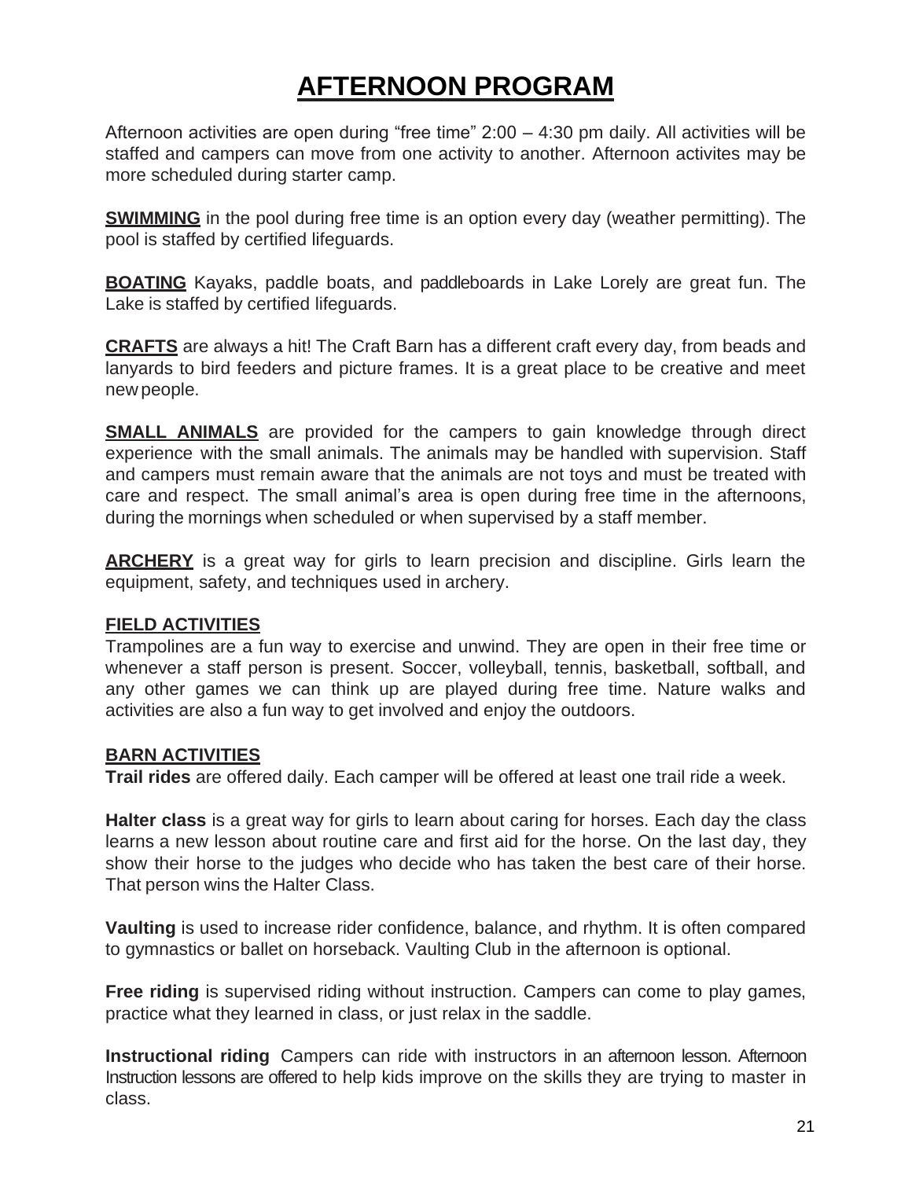# AFTERNOON PROGRAM

Afternoon activities are open during "free time" 2:00 – 4:30 pm daily. All activities will be staffed and campers can move from one activity to another. Afternoon activites may be more scheduled during starter camp.

**SWIMMING** in the pool during free time is an option every day (weather permitting). The pool is staffed by certified lifeguards.

**BOATING** Kayaks, paddle boats, and paddleboards in Lake Lorely are great fun. The Lake is staffed by certified lifeguards.

**CRAFTS** are always a hit! The Craft Barn has a different craft every day, from beads and lanyards to bird feeders and picture frames. It is a great place to be creative and meet new people.

**SMALL ANIMALS** are provided for the campers to gain knowledge through direct experience with the small animals. The animals may be handled with supervision. Staff and campers must remain aware that the animals are not toys and must be treated with care and respect. The small animal's area is open during free time in the afternoons, during the mornings when scheduled or when supervised by a staff member.

**ARCHERY** is a great way for girls to learn precision and discipline. Girls learn the equipment, safety, and techniques used in archery.

### FIELD ACTIVITIES

Trampolines are a fun way to exercise and unwind. They are open in their free time or whenever a staff person is present. Soccer, volleyball, tennis, basketball, softball, and any other games we can think up are played during free time. Nature walks and activities are also a fun way to get involved and enjoy the outdoors.

### BARN ACTIVITIES

**Trail rides** are offered daily. Each camper will be offered at least one trail ride a week.

**Halter class** is a great way for girls to learn about caring for horses. Each day the class learns a new lesson about routine care and first aid for the horse. On the last day, they show their horse to the judges who decide who has taken the best care of their horse. That person wins the Halter Class.

**Vaulting** is used to increase rider confidence, balance, and rhythm. It is often compared to gymnastics or ballet on horseback. Vaulting Club in the afternoon is optional.

**Free riding** is supervised riding without instruction. Campers can come to play games, practice what they learned in class, or just relax in the saddle.

**Instructional riding** Campers can ride with instructors in an afternoon lesson. Afternoon Instruction lessons are offered to help kids improve on the skills they are trying to master in class.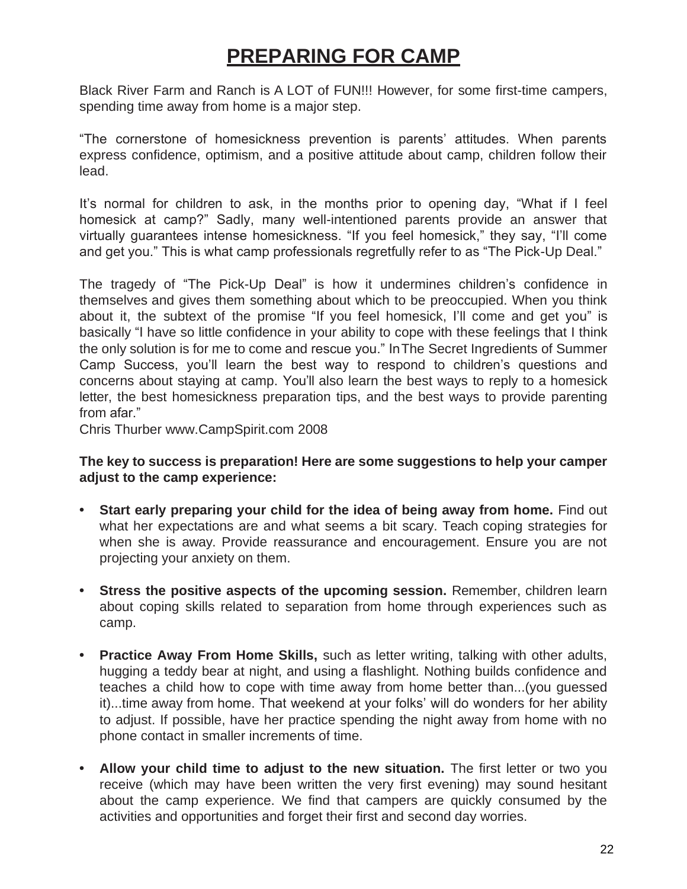# PREPARING FOR CAMP

Black River Farm and Ranch is A LOT of FUN!!! However, for some first-time campers, spending time away from home is a major step.

"The cornerstone of homesickness prevention is parents' attitudes. When parents express confidence, optimism, and a positive attitude about camp, children follow their lead.

It's normal for children to ask, in the months prior to opening day, "What if I feel homesick at camp?" Sadly, many well-intentioned parents provide an answer that virtually guarantees intense homesickness. "If you feel homesick," they say, "I'll come and get you." This is what camp professionals regretfully refer to as "The Pick-Up Deal."

The tragedy of "The Pick-Up Deal" is how it undermines children's confidence in themselves and gives them something about which to be preoccupied. When you think about it, the subtext of the promise "If you feel homesick, I'll come and get you" is basically "I have so little confidence in your ability to cope with these feelings that I think the only solution is for me to come and rescue you." InThe Secret Ingredients of Summer Camp Success, you'll learn the best way to respond to children's questions and concerns about staying at camp. You'll also learn the best ways to reply to a homesick letter, the best homesickness preparation tips, and the best ways to provide parenting from afar."

Chris Thurber www.CampSpirit.com 2008

**The key to success is preparation! Here are some suggestions to help your camper adjust to the camp experience:**

- **Start early preparing your child for the idea of being away from home.** Find out what her expectations are and what seems a bit scary. Teach coping strategies for when she is away. Provide reassurance and encouragement. Ensure you are not projecting your anxiety on them.

- **Stress the positive aspects of the upcoming session.** Remember, children learn about coping skills related to separation from home through experiences such as camp.

- **Practice Away From Home Skills,** such as letter writing, talking with other adults, hugging a teddy bear at night, and using a flashlight. Nothing builds confidence and teaches a child how to cope with time away from home better than...(you guessed it)...time away from home. That weekend at your folks' will do wonders for her ability to adjust. If possible, have her practice spending the night away from home with no phone contact in smaller increments of time.

- **Allow your child time to adjust to the new situation.** The first letter or two you receive (which may have been written the very first evening) may sound hesitant about the camp experience. We find that campers are quickly consumed by the activities and opportunities and forget their first and second day worries.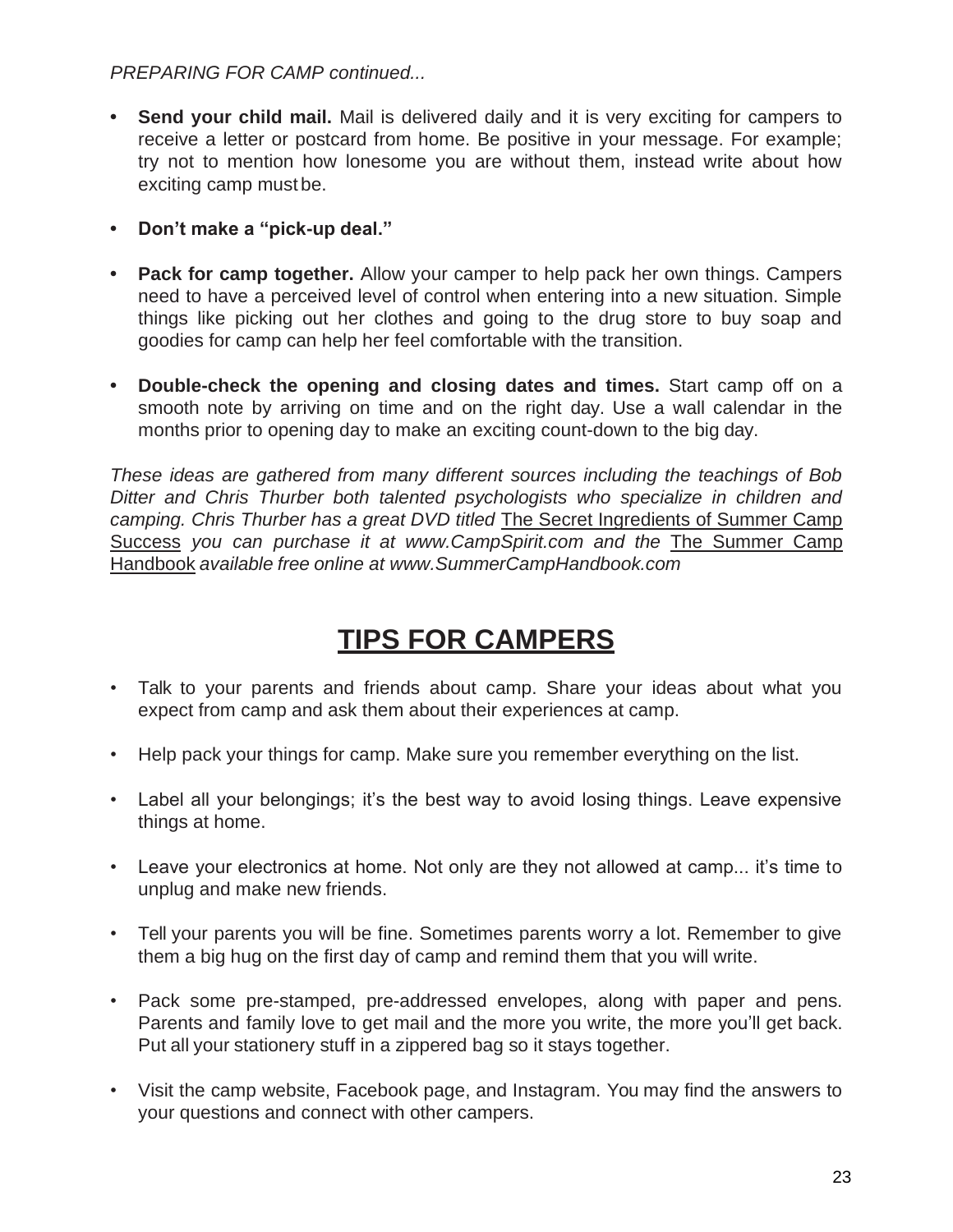*PREPARING FOR CAMP continued...*

- **Send your child mail.** Mail is delivered daily and it is very exciting for campers to receive a letter or postcard from home. Be positive in your message. For example; try not to mention how lonesome you are without them, instead write about how exciting camp must be.

- **Don't make a "pick-up deal."**

- **Pack for camp together.** Allow your camper to help pack her own things. Campers need to have a perceived level of control when entering into a new situation. Simple things like picking out her clothes and going to the drug store to buy soap and goodies for camp can help her feel comfortable with the transition.

- **Double-check the opening and closing dates and times.** Start camp off on a smooth note by arriving on time and on the right day. Use a wall calendar in the months prior to opening day to make an exciting count-down to the big day.

*These ideas are gathered from many different sources including the teachings of Bob Ditter and Chris Thurber both talented psychologists who specialize in children and camping. Chris Thurber has a great DVD titled* <u>The Secret Ingredients of Summer Camp Success</u> *you can purchase it at www.CampSpirit.com and the* <u>The Summer Camp Handbook</u> *available free online at www.SummerCampHandbook.com*

# TIPS FOR CAMPERS

- Talk to your parents and friends about camp. Share your ideas about what you expect from camp and ask them about their experiences at camp.

- Help pack your things for camp. Make sure you remember everything on the list.

- Label all your belongings; it's the best way to avoid losing things. Leave expensive things at home.

- Leave your electronics at home. Not only are they not allowed at camp... it's time to unplug and make new friends.

- Tell your parents you will be fine. Sometimes parents worry a lot. Remember to give them a big hug on the first day of camp and remind them that you will write.

- Pack some pre-stamped, pre-addressed envelopes, along with paper and pens. Parents and family love to get mail and the more you write, the more you'll get back. Put all your stationery stuff in a zippered bag so it stays together.

- Visit the camp website, Facebook page, and Instagram. You may find the answers to your questions and connect with other campers.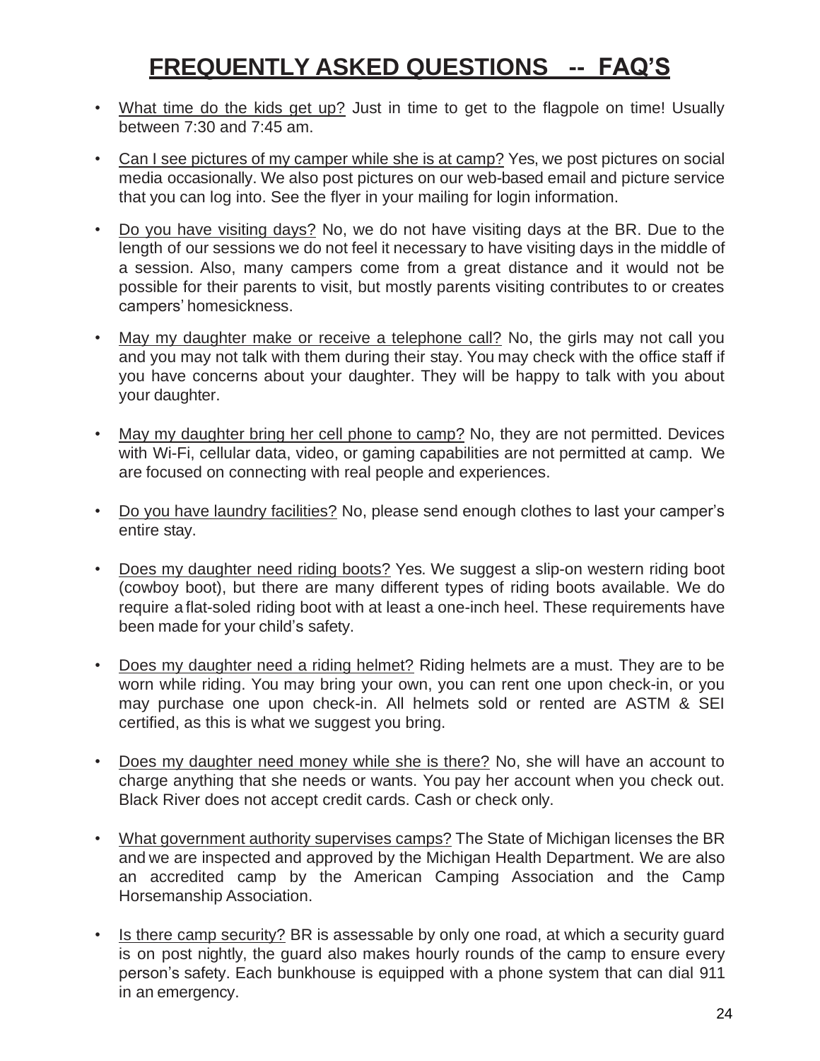# FREQUENTLY ASKED QUESTIONS -- FAQ'S

- What time do the kids get up? Just in time to get to the flagpole on time! Usually between 7:30 and 7:45 am.
- Can I see pictures of my camper while she is at camp? Yes, we post pictures on social media occasionally. We also post pictures on our web-based email and picture service that you can log into. See the flyer in your mailing for login information.
- Do you have visiting days? No, we do not have visiting days at the BR. Due to the length of our sessions we do not feel it necessary to have visiting days in the middle of a session. Also, many campers come from a great distance and it would not be possible for their parents to visit, but mostly parents visiting contributes to or creates campers' homesickness.
- May my daughter make or receive a telephone call? No, the girls may not call you and you may not talk with them during their stay. You may check with the office staff if you have concerns about your daughter. They will be happy to talk with you about your daughter.
- May my daughter bring her cell phone to camp? No, they are not permitted. Devices with Wi-Fi, cellular data, video, or gaming capabilities are not permitted at camp. We are focused on connecting with real people and experiences.
- Do you have laundry facilities? No, please send enough clothes to last your camper's entire stay.
- Does my daughter need riding boots? Yes. We suggest a slip-on western riding boot (cowboy boot), but there are many different types of riding boots available. We do require a flat-soled riding boot with at least a one-inch heel. These requirements have been made for your child's safety.
- Does my daughter need a riding helmet? Riding helmets are a must. They are to be worn while riding. You may bring your own, you can rent one upon check-in, or you may purchase one upon check-in. All helmets sold or rented are ASTM & SEI certified, as this is what we suggest you bring.
- Does my daughter need money while she is there? No, she will have an account to charge anything that she needs or wants. You pay her account when you check out. Black River does not accept credit cards. Cash or check only.
- What government authority supervises camps? The State of Michigan licenses the BR and we are inspected and approved by the Michigan Health Department. We are also an accredited camp by the American Camping Association and the Camp Horsemanship Association.
- Is there camp security? BR is assessable by only one road, at which a security guard is on post nightly, the guard also makes hourly rounds of the camp to ensure every person's safety. Each bunkhouse is equipped with a phone system that can dial 911 in an emergency.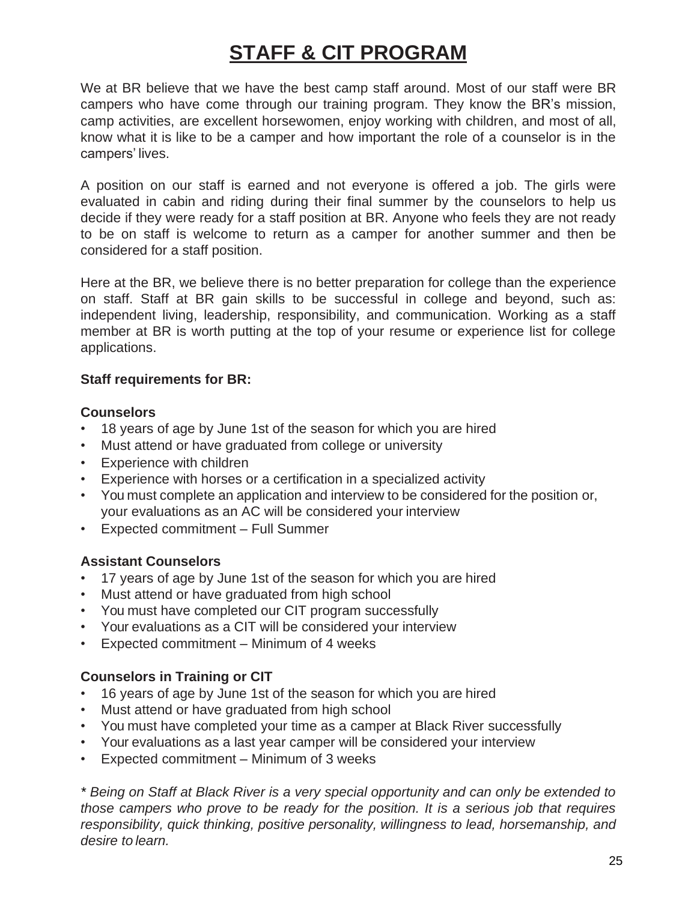# STAFF & CIT PROGRAM

We at BR believe that we have the best camp staff around. Most of our staff were BR campers who have come through our training program. They know the BR's mission, camp activities, are excellent horsewomen, enjoy working with children, and most of all, know what it is like to be a camper and how important the role of a counselor is in the campers' lives.

A position on our staff is earned and not everyone is offered a job. The girls were evaluated in cabin and riding during their final summer by the counselors to help us decide if they were ready for a staff position at BR. Anyone who feels they are not ready to be on staff is welcome to return as a camper for another summer and then be considered for a staff position.

Here at the BR, we believe there is no better preparation for college than the experience on staff. Staff at BR gain skills to be successful in college and beyond, such as: independent living, leadership, responsibility, and communication. Working as a staff member at BR is worth putting at the top of your resume or experience list for college applications.

**Staff requirements for BR:**

**Counselors**

- 18 years of age by June 1st of the season for which you are hired
- Must attend or have graduated from college or university
- Experience with children
- Experience with horses or a certification in a specialized activity
- You must complete an application and interview to be considered for the position or, your evaluations as an AC will be considered your interview
- Expected commitment – Full Summer

**Assistant Counselors**

- 17 years of age by June 1st of the season for which you are hired
- Must attend or have graduated from high school
- You must have completed our CIT program successfully
- Your evaluations as a CIT will be considered your interview
- Expected commitment – Minimum of 4 weeks

**Counselors in Training or CIT**

- 16 years of age by June 1st of the season for which you are hired
- Must attend or have graduated from high school
- You must have completed your time as a camper at Black River successfully
- Your evaluations as a last year camper will be considered your interview
- Expected commitment – Minimum of 3 weeks

*\* Being on Staff at Black River is a very special opportunity and can only be extended to those campers who prove to be ready for the position. It is a serious job that requires responsibility, quick thinking, positive personality, willingness to lead, horsemanship, and desire to learn.*